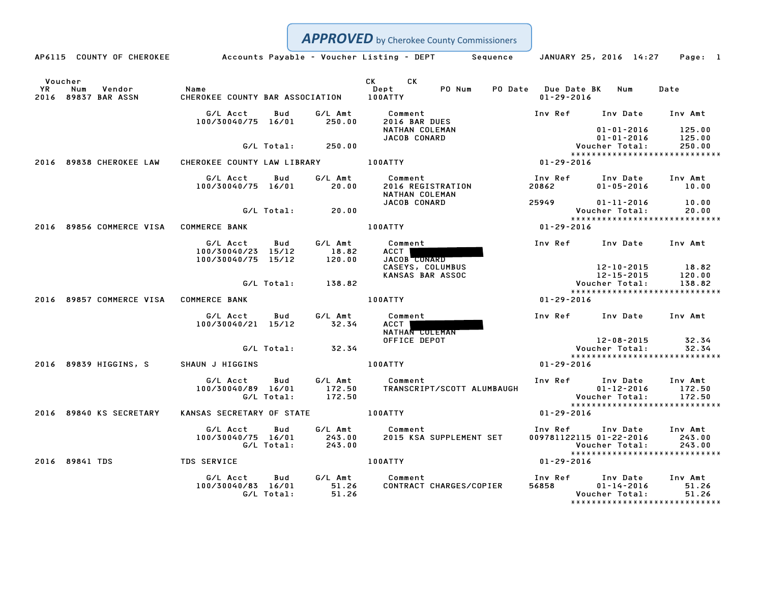**APPROVED** by Cherokee County Commissioners

AP6115 COUNTY OF CHEROKEE — Accounts Payable - Voucher Listing - DEPT Sequence — JANUARY 25, 2016 14:27

| Voucher YR | Num | Vendor | Name | Dept | PO Num | PO Date | Due Date | CK BK | CK Num | Date |
|---|---|---|---|---|---|---|---|---|---|---|
| 2016 | 89837 | BAR ASSN | CHEROKEE COUNTY BAR ASSOCIATION | 100ATTY | | | 01-29-2016 | | | |

| G/L Acct | Bud | G/L Amt | Comment | Inv Ref | Inv Date | Inv Amt |
|---|---|---|---|---|---|---|
| 100/30040/75 | 16/01 | 250.00 | 2016 BAR DUES | | | |
| | | | NATHAN COLEMAN | | 01-01-2016 | 125.00 |
| | | | JACOB CONARD | | 01-01-2016 | 125.00 |
| | G/L Total: | 250.00 | | | Voucher Total: | 250.00 |

| Voucher YR | Num | Vendor | Name | Dept | Due Date |
|---|---|---|---|---|---|
| 2016 | 89838 | CHEROKEE LAW | CHEROKEE COUNTY LAW LIBRARY | 100ATTY | 01-29-2016 |

| G/L Acct | Bud | G/L Amt | Comment | Inv Ref | Inv Date | Inv Amt |
|---|---|---|---|---|---|---|
| 100/30040/75 | 16/01 | 20.00 | 2016 REGISTRATION | 20862 | 01-05-2016 | 10.00 |
| | | | NATHAN COLEMAN | | | |
| | | | JACOB CONARD | 25949 | 01-11-2016 | 10.00 |
| | G/L Total: | 20.00 | | | Voucher Total: | 20.00 |

| Voucher YR | Num | Vendor | Name | Dept | Due Date |
|---|---|---|---|---|---|
| 2016 | 89856 | COMMERCE VISA | COMMERCE BANK | 100ATTY | 01-29-2016 |

| G/L Acct | Bud | G/L Amt | Comment | Inv Ref | Inv Date | Inv Amt |
|---|---|---|---|---|---|---|
| 100/30040/23 | 15/12 | 18.82 | ACCT [REDACTED] | | | |
| 100/30040/75 | 15/12 | 120.00 | JACOB CONARD | | | |
| | | | CASEYS, COLUMBUS | | 12-10-2015 | 18.82 |
| | | | KANSAS BAR ASSOC | | 12-15-2015 | 120.00 |
| | G/L Total: | 138.82 | | | Voucher Total: | 138.82 |

| Voucher YR | Num | Vendor | Name | Dept | Due Date |
|---|---|---|---|---|---|
| 2016 | 89857 | COMMERCE VISA | COMMERCE BANK | 100ATTY | 01-29-2016 |

| G/L Acct | Bud | G/L Amt | Comment | Inv Ref | Inv Date | Inv Amt |
|---|---|---|---|---|---|---|
| 100/30040/21 | 15/12 | 32.34 | ACCT [REDACTED] | | | |
| | | | NATHAN COLEMAN | | | |
| | | | OFFICE DEPOT | | 12-08-2015 | 32.34 |
| | G/L Total: | 32.34 | | | Voucher Total: | 32.34 |

| Voucher YR | Num | Vendor | Name | Dept | Due Date |
|---|---|---|---|---|---|
| 2016 | 89839 | HIGGINS, S | SHAUN J HIGGINS | 100ATTY | 01-29-2016 |

| G/L Acct | Bud | G/L Amt | Comment | Inv Ref | Inv Date | Inv Amt |
|---|---|---|---|---|---|---|
| 100/30040/89 | 16/01 | 172.50 | TRANSCRIPT/SCOTT ALUMBAUGH | | 01-12-2016 | 172.50 |
| | G/L Total: | 172.50 | | | Voucher Total: | 172.50 |

| Voucher YR | Num | Vendor | Name | Dept | Due Date |
|---|---|---|---|---|---|
| 2016 | 89840 | KS SECRETARY | KANSAS SECRETARY OF STATE | 100ATTY | 01-29-2016 |

| G/L Acct | Bud | G/L Amt | Comment | Inv Ref | Inv Date | Inv Amt |
|---|---|---|---|---|---|---|
| 100/30040/75 | 16/01 | 243.00 | 2015 KSA SUPPLEMENT SET | 009781122115 | 01-22-2016 | 243.00 |
| | G/L Total: | 243.00 | | | Voucher Total: | 243.00 |

| Voucher YR | Num | Vendor | Name | Dept | Due Date |
|---|---|---|---|---|---|
| 2016 | 89841 | TDS | TDS SERVICE | 100ATTY | 01-29-2016 |

| G/L Acct | Bud | G/L Amt | Comment | Inv Ref | Inv Date | Inv Amt |
|---|---|---|---|---|---|---|
| 100/30040/83 | 16/01 | 51.26 | CONTRACT CHARGES/COPIER | 56858 | 01-14-2016 | 51.26 |
| | G/L Total: | 51.26 | | | Voucher Total: | 51.26 |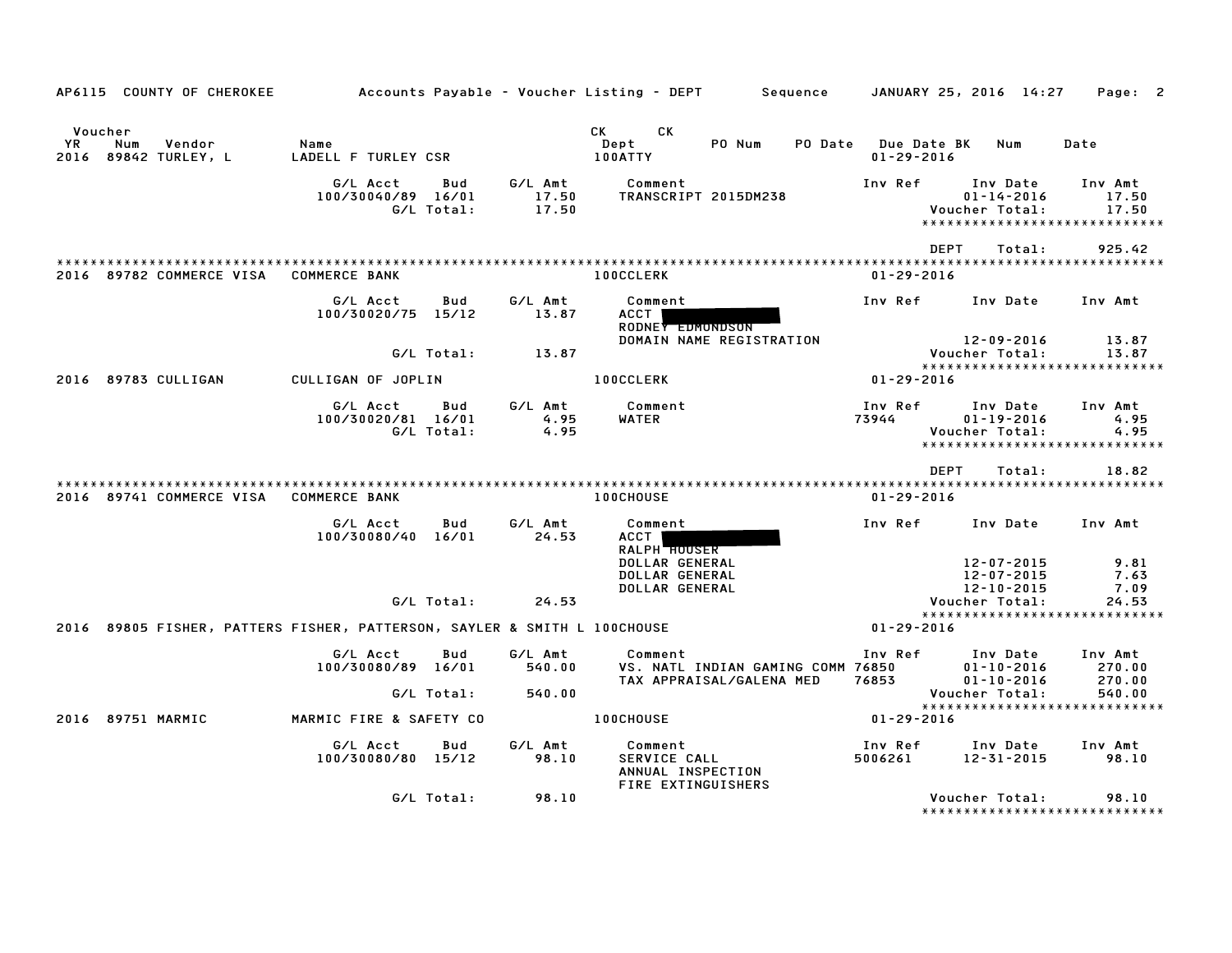AP6115 COUNTY OF CHEROKEE — Accounts Payable - Voucher Listing - DEPT — Sequence — JANUARY 25, 2016 14:27 — Page: 2

| Voucher YR | Num | Vendor | Name | CK Dept | CK | PO Num | PO Date | Due Date BK | Num | Date |
|---|---|---|---|---|---|---|---|---|---|---|
| 2016 | 89842 | TURLEY, L | LADELL F TURLEY CSR | 100ATTY | | | | 01-29-2016 | | |

| G/L Acct | Bud | G/L Amt | Comment | Inv Ref | Inv Date | Inv Amt |
|---|---|---|---|---|---|---|
| 100/30040/89 | 16/01 | 17.50 | TRANSCRIPT 2015DM238 | | 01-14-2016 | 17.50 |
| | G/L Total: | 17.50 | | | Voucher Total: | 17.50 |

\*\*\*\*\*\*\*\*\*\*\*\*\*\*\*\*\*\*\*\*\*\*\*\*\*\*\*\*\*

DEPT Total: 925.42

\*\*\*\*\*\*\*\*\*\*\*\*\*\*\*\*\*\*\*\*\*\*\*\*\*\*\*\*\*\*\*\*\*\*\*\*\*\*\*\*\*\*\*\*\*\*\*\*\*\*\*\*\*\*\*\*\*\*\*\*\*\*\*\*\*\*\*\*\*\*\*\*\*\*\*\*\*\*\*\*\*\*\*\*\*\*\*\*\*\*\*\*\*\*\*\*\*\*\*\*\*\*\*\*\*\*\*\*\*\*\*\*\*\*\*\*\*\*\*\*\*\*\*\*\*\*\*\*\*\*\*

2016 89782 COMMERCE VISA — COMMERCE BANK — 100CCLERK — 01-29-2016

| G/L Acct | Bud | G/L Amt | Comment | Inv Ref | Inv Date | Inv Amt |
|---|---|---|---|---|---|---|
| 100/30020/75 | 15/12 | 13.87 | ACCT [REDACTED] | | | |
| | | | RODNEY EDMONDSON | | | |
| | | | DOMAIN NAME REGISTRATION | | 12-09-2016 | 13.87 |
| | G/L Total: | 13.87 | | | Voucher Total: | 13.87 |

\*\*\*\*\*\*\*\*\*\*\*\*\*\*\*\*\*\*\*\*\*\*\*\*\*\*\*\*\*

2016 89783 CULLIGAN — CULLIGAN OF JOPLIN — 100CCLERK — 01-29-2016

| G/L Acct | Bud | G/L Amt | Comment | Inv Ref | Inv Date | Inv Amt |
|---|---|---|---|---|---|---|
| 100/30020/81 | 16/01 | 4.95 | WATER | 73944 | 01-19-2016 | 4.95 |
| | G/L Total: | 4.95 | | | Voucher Total: | 4.95 |

\*\*\*\*\*\*\*\*\*\*\*\*\*\*\*\*\*\*\*\*\*\*\*\*\*\*\*\*\*

DEPT Total: 18.82

\*\*\*\*\*\*\*\*\*\*\*\*\*\*\*\*\*\*\*\*\*\*\*\*\*\*\*\*\*\*\*\*\*\*\*\*\*\*\*\*\*\*\*\*\*\*\*\*\*\*\*\*\*\*\*\*\*\*\*\*\*\*\*\*\*\*\*\*\*\*\*\*\*\*\*\*\*\*\*\*\*\*\*\*\*\*\*\*\*\*\*\*\*\*\*\*\*\*\*\*\*\*\*\*\*\*\*\*\*\*\*\*\*\*\*\*\*\*\*\*\*\*\*\*\*\*\*\*\*\*\*

2016 89741 COMMERCE VISA — COMMERCE BANK — 100CHOUSE — 01-29-2016

| G/L Acct | Bud | G/L Amt | Comment | Inv Ref | Inv Date | Inv Amt |
|---|---|---|---|---|---|---|
| 100/30080/40 | 16/01 | 24.53 | ACCT [REDACTED] | | | |
| | | | RALPH HOUSER | | | |
| | | | DOLLAR GENERAL | | 12-07-2015 | 9.81 |
| | | | DOLLAR GENERAL | | 12-07-2015 | 7.63 |
| | | | DOLLAR GENERAL | | 12-10-2015 | 7.09 |
| | G/L Total: | 24.53 | | | Voucher Total: | 24.53 |

\*\*\*\*\*\*\*\*\*\*\*\*\*\*\*\*\*\*\*\*\*\*\*\*\*\*\*\*\*

2016 89805 FISHER, PATTERS — FISHER, PATTERSON, SAYLER & SMITH L — 100CHOUSE — 01-29-2016

| G/L Acct | Bud | G/L Amt | Comment | Inv Ref | Inv Date | Inv Amt |
|---|---|---|---|---|---|---|
| 100/30080/89 | 16/01 | 540.00 | VS. NATL INDIAN GAMING COMM | 76850 | 01-10-2016 | 270.00 |
| | | | TAX APPRAISAL/GALENA MED | 76853 | 01-10-2016 | 270.00 |
| | G/L Total: | 540.00 | | | Voucher Total: | 540.00 |

\*\*\*\*\*\*\*\*\*\*\*\*\*\*\*\*\*\*\*\*\*\*\*\*\*\*\*\*\*

2016 89751 MARMIC — MARMIC FIRE & SAFETY CO — 100CHOUSE — 01-29-2016

| G/L Acct | Bud | G/L Amt | Comment | Inv Ref | Inv Date | Inv Amt |
|---|---|---|---|---|---|---|
| 100/30080/80 | 15/12 | 98.10 | SERVICE CALL | 5006261 | 12-31-2015 | 98.10 |
| | | | ANNUAL INSPECTION | | | |
| | | | FIRE EXTINGUISHERS | | | |
| | G/L Total: | 98.10 | | | Voucher Total: | 98.10 |

\*\*\*\*\*\*\*\*\*\*\*\*\*\*\*\*\*\*\*\*\*\*\*\*\*\*\*\*\*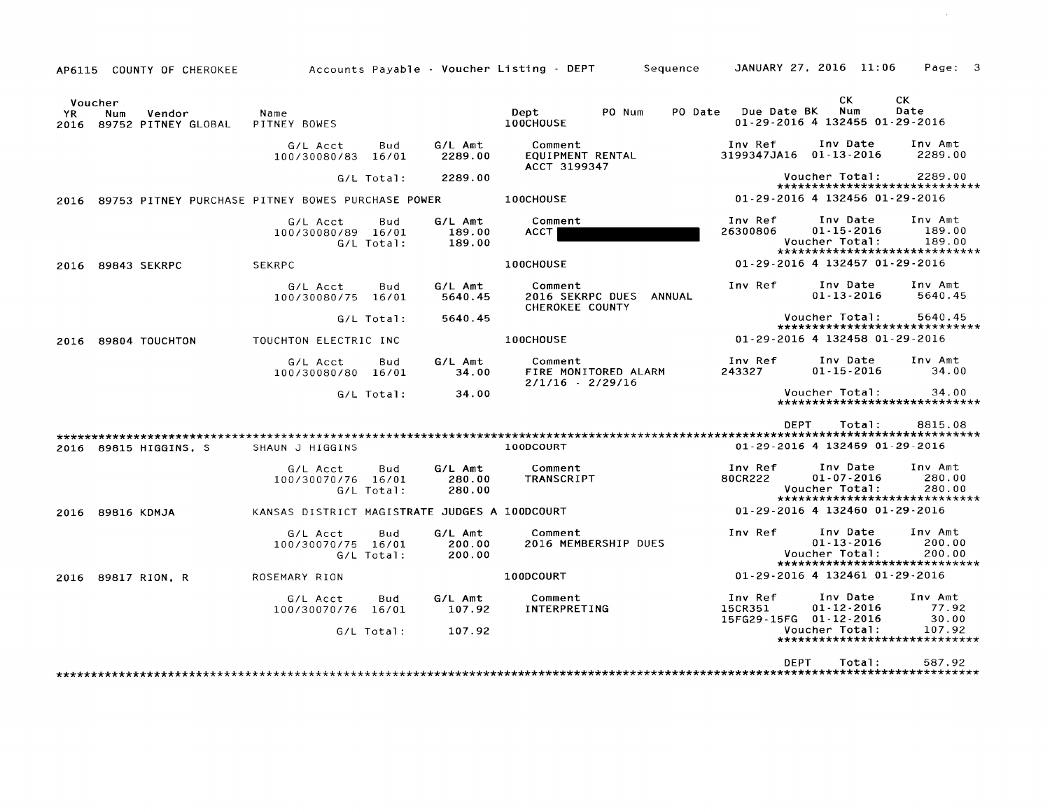AP6115 COUNTY OF CHEROKEE    Accounts Payable - Voucher Listing - DEPT    Sequence    JANUARY 27, 2016 11:06

| Voucher YR | Num | Vendor | Name | Dept | PO Num | PO Date | Due Date | BK | CK Num | CK Date |
|---|---|---|---|---|---|---|---|---|---|---|
| 2016 | 89752 | PITNEY GLOBAL | PITNEY BOWES | 100CHOUSE | | | 01-29-2016 | 4 | 132455 | 01-29-2016 |

| G/L Acct | Bud | G/L Amt | Comment | Inv Ref | Inv Date | Inv Amt |
|---|---|---|---|---|---|---|
| 100/30080/83 | 16/01 | 2289.00 | EQUIPMENT RENTAL ACCT 3199347 | 3199347JA16 | 01-13-2016 | 2289.00 |
| | G/L Total: | 2289.00 | | | Voucher Total: | 2289.00 |

| Voucher YR | Num | Vendor | Name | Dept | Due Date | BK | CK Num | CK Date |
|---|---|---|---|---|---|---|---|---|
| 2016 | 89753 | PITNEY PURCHASE | PITNEY BOWES PURCHASE POWER | 100CHOUSE | 01-29-2016 | 4 | 132456 | 01-29-2016 |

| G/L Acct | Bud | G/L Amt | Comment | Inv Ref | Inv Date | Inv Amt |
|---|---|---|---|---|---|---|
| 100/30080/89 | 16/01 | 189.00 | ACCT [REDACTED] | 26300806 | 01-15-2016 | 189.00 |
| | G/L Total: | 189.00 | | | Voucher Total: | 189.00 |

| Voucher YR | Num | Vendor | Name | Dept | Due Date | BK | CK Num | CK Date |
|---|---|---|---|---|---|---|---|---|
| 2016 | 89843 | SEKRPC | SEKRPC | 100CHOUSE | 01-29-2016 | 4 | 132457 | 01-29-2016 |

| G/L Acct | Bud | G/L Amt | Comment | Inv Ref | Inv Date | Inv Amt |
|---|---|---|---|---|---|---|
| 100/30080/75 | 16/01 | 5640.45 | 2016 SEKRPC DUES ANNUAL CHEROKEE COUNTY | | 01-13-2016 | 5640.45 |
| | G/L Total: | 5640.45 | | | Voucher Total: | 5640.45 |

| Voucher YR | Num | Vendor | Name | Dept | Due Date | BK | CK Num | CK Date |
|---|---|---|---|---|---|---|---|---|
| 2016 | 89804 | TOUCHTON | TOUCHTON ELECTRIC INC | 100CHOUSE | 01-29-2016 | 4 | 132458 | 01-29-2016 |

| G/L Acct | Bud | G/L Amt | Comment | Inv Ref | Inv Date | Inv Amt |
|---|---|---|---|---|---|---|
| 100/30080/80 | 16/01 | 34.00 | FIRE MONITORED ALARM 2/1/16 - 2/29/16 | 243327 | 01-15-2016 | 34.00 |
| | G/L Total: | 34.00 | | | Voucher Total: | 34.00 |

DEPT Total: 8815.08

---

| Voucher YR | Num | Vendor | Name | Dept | Due Date | BK | CK Num | CK Date |
|---|---|---|---|---|---|---|---|---|
| 2016 | 89815 | HIGGINS, S | SHAUN J HIGGINS | 100DCOURT | 01-29-2016 | 4 | 132459 | 01-29-2016 |

| G/L Acct | Bud | G/L Amt | Comment | Inv Ref | Inv Date | Inv Amt |
|---|---|---|---|---|---|---|
| 100/30070/76 | 16/01 | 280.00 | TRANSCRIPT | 80CR222 | 01-07-2016 | 280.00 |
| | G/L Total: | 280.00 | | | Voucher Total: | 280.00 |

| Voucher YR | Num | Vendor | Name | Dept | Due Date | BK | CK Num | CK Date |
|---|---|---|---|---|---|---|---|---|
| 2016 | 89816 | KDMJA | KANSAS DISTRICT MAGISTRATE JUDGES A | 100DCOURT | 01-29-2016 | 4 | 132460 | 01-29-2016 |

| G/L Acct | Bud | G/L Amt | Comment | Inv Ref | Inv Date | Inv Amt |
|---|---|---|---|---|---|---|
| 100/30070/75 | 16/01 | 200.00 | 2016 MEMBERSHIP DUES | | 01-13-2016 | 200.00 |
| | G/L Total: | 200.00 | | | Voucher Total: | 200.00 |

| Voucher YR | Num | Vendor | Name | Dept | Due Date | BK | CK Num | CK Date |
|---|---|---|---|---|---|---|---|---|
| 2016 | 89817 | RION, R | ROSEMARY RION | 100DCOURT | 01-29-2016 | 4 | 132461 | 01-29-2016 |

| G/L Acct | Bud | G/L Amt | Comment | Inv Ref | Inv Date | Inv Amt |
|---|---|---|---|---|---|---|
| 100/30070/76 | 16/01 | 107.92 | INTERPRETING | 15CR351 | 01-12-2016 | 77.92 |
| | | | | 15FG29-15FG | 01-12-2016 | 30.00 |
| | G/L Total: | 107.92 | | | Voucher Total: | 107.92 |

DEPT Total: 587.92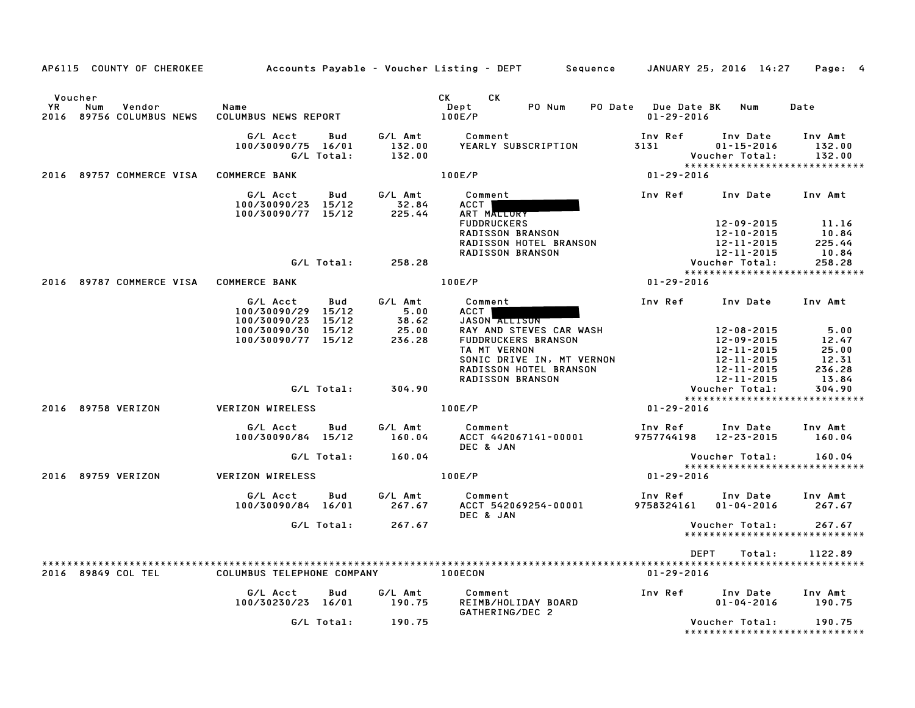AP6115 COUNTY OF CHEROKEE — Accounts Payable - Voucher Listing - DEPT — Sequence — JANUARY 25, 2016 14:27

| Voucher YR | Num | Vendor | Name | CK Dept | CK | PO Num | PO Date | Due Date | BK | Num | Date |
|---|---|---|---|---|---|---|---|---|---|---|---|
| 2016 | 89756 | COLUMBUS NEWS | COLUMBUS NEWS REPORT | 100E/P | | | | 01-29-2016 | | | |

| G/L Acct | Bud | G/L Amt | Comment | Inv Ref | Inv Date | Inv Amt |
|---|---|---|---|---|---|---|
| 100/30090/75 | 16/01 | 132.00 | YEARLY SUBSCRIPTION | 3131 | 01-15-2016 | 132.00 |
| | G/L Total: | 132.00 | | | Voucher Total: | 132.00 |

******************************

2016 89757 COMMERCE VISA — COMMERCE BANK — 100E/P — 01-29-2016

| G/L Acct | Bud | G/L Amt | Comment | Inv Ref | Inv Date | Inv Amt |
|---|---|---|---|---|---|---|
| 100/30090/23 | 15/12 | 32.84 | ACCT [REDACTED] | | | |
| 100/30090/77 | 15/12 | 225.44 | ART MALLORY | | | |
| | | | FUDDRUCKERS | | 12-09-2015 | 11.16 |
| | | | RADISSON BRANSON | | 12-10-2015 | 10.84 |
| | | | RADISSON HOTEL BRANSON | | 12-11-2015 | 225.44 |
| | | | RADISSON BRANSON | | 12-11-2015 | 10.84 |
| | G/L Total: | 258.28 | | | Voucher Total: | 258.28 |

******************************

2016 89787 COMMERCE VISA — COMMERCE BANK — 100E/P — 01-29-2016

| G/L Acct | Bud | G/L Amt | Comment | Inv Ref | Inv Date | Inv Amt |
|---|---|---|---|---|---|---|
| 100/30090/29 | 15/12 | 5.00 | ACCT [REDACTED] | | | |
| 100/30090/23 | 15/12 | 38.62 | JASON ALLISON | | | |
| 100/30090/30 | 15/12 | 25.00 | RAY AND STEVES CAR WASH | | 12-08-2015 | 5.00 |
| 100/30090/77 | 15/12 | 236.28 | FUDDRUCKERS BRANSON | | 12-09-2015 | 12.47 |
| | | | TA MT VERNON | | 12-11-2015 | 25.00 |
| | | | SONIC DRIVE IN, MT VERNON | | 12-11-2015 | 12.31 |
| | | | RADISSON HOTEL BRANSON | | 12-11-2015 | 236.28 |
| | | | RADISSON BRANSON | | 12-11-2015 | 13.84 |
| | G/L Total: | 304.90 | | | Voucher Total: | 304.90 |

******************************

2016 89758 VERIZON — VERIZON WIRELESS — 100E/P — 01-29-2016

| G/L Acct | Bud | G/L Amt | Comment | Inv Ref | Inv Date | Inv Amt |
|---|---|---|---|---|---|---|
| 100/30090/84 | 15/12 | 160.04 | ACCT 442067141-00001 DEC & JAN | 9757744198 | 12-23-2015 | 160.04 |
| | G/L Total: | 160.04 | | | Voucher Total: | 160.04 |

******************************

2016 89759 VERIZON — VERIZON WIRELESS — 100E/P — 01-29-2016

| G/L Acct | Bud | G/L Amt | Comment | Inv Ref | Inv Date | Inv Amt |
|---|---|---|---|---|---|---|
| 100/30090/84 | 16/01 | 267.67 | ACCT 542069254-00001 DEC & JAN | 9758324161 | 01-04-2016 | 267.67 |
| | G/L Total: | 267.67 | | | Voucher Total: | 267.67 |

******************************

DEPT Total: 1122.89

******************************

2016 89849 COL TEL — COLUMBUS TELEPHONE COMPANY — 100ECON — 01-29-2016

| G/L Acct | Bud | G/L Amt | Comment | Inv Ref | Inv Date | Inv Amt |
|---|---|---|---|---|---|---|
| 100/30230/23 | 16/01 | 190.75 | REIMB/HOLIDAY BOARD GATHERING/DEC 2 | | 01-04-2016 | 190.75 |
| | G/L Total: | 190.75 | | | Voucher Total: | 190.75 |

******************************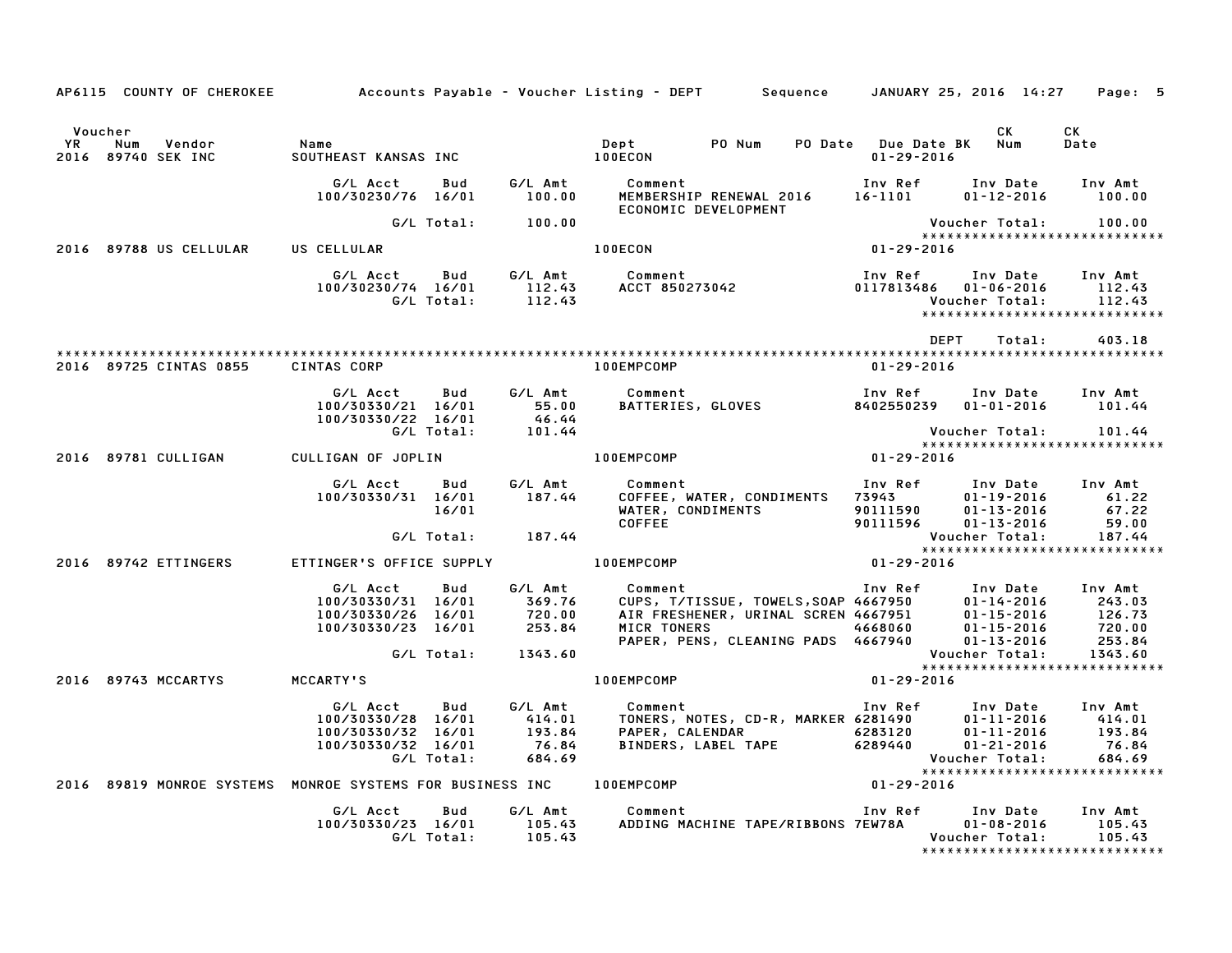AP6115 COUNTY OF CHEROKEE — Accounts Payable - Voucher Listing - DEPT — Sequence — JANUARY 25, 2016 14:27

| Voucher YR | Num | Vendor | Name | Dept | PO Num | PO Date | Due Date BK | CK Num | CK Date |
|---|---|---|---|---|---|---|---|---|---|
| 2016 | 89740 | SEK INC | SOUTHEAST KANSAS INC | 100ECON | | | 01-29-2016 | | |

| G/L Acct | Bud | G/L Amt | Comment | Inv Ref | Inv Date | Inv Amt |
|---|---|---|---|---|---|---|
| 100/30230/76 | 16/01 | 100.00 | MEMBERSHIP RENEWAL 2016 ECONOMIC DEVELOPMENT | 16-1101 | 01-12-2016 | 100.00 |
| | G/L Total: | 100.00 | | | Voucher Total: | 100.00 |

| Voucher YR | Num | Vendor | Name | Dept | Due Date |
|---|---|---|---|---|---|
| 2016 | 89788 | US CELLULAR | US CELLULAR | 100ECON | 01-29-2016 |

| G/L Acct | Bud | G/L Amt | Comment | Inv Ref | Inv Date | Inv Amt |
|---|---|---|---|---|---|---|
| 100/30230/74 | 16/01 | 112.43 | ACCT 850273042 | 0117813486 | 01-06-2016 | 112.43 |
| | G/L Total: | 112.43 | | | Voucher Total: | 112.43 |

DEPT Total: 403.18

| Voucher YR | Num | Vendor | Name | Dept | Due Date |
|---|---|---|---|---|---|
| 2016 | 89725 | CINTAS 0855 | CINTAS CORP | 100EMPCOMP | 01-29-2016 |

| G/L Acct | Bud | G/L Amt | Comment | Inv Ref | Inv Date | Inv Amt |
|---|---|---|---|---|---|---|
| 100/30330/21 | 16/01 | 55.00 | BATTERIES, GLOVES | 8402550239 | 01-01-2016 | 101.44 |
| 100/30330/22 | 16/01 | 46.44 | | | | |
| | G/L Total: | 101.44 | | | Voucher Total: | 101.44 |

| Voucher YR | Num | Vendor | Name | Dept | Due Date |
|---|---|---|---|---|---|
| 2016 | 89781 | CULLIGAN | CULLIGAN OF JOPLIN | 100EMPCOMP | 01-29-2016 |

| G/L Acct | Bud | G/L Amt | Comment | Inv Ref | Inv Date | Inv Amt |
|---|---|---|---|---|---|---|
| 100/30330/31 | 16/01 | 187.44 | COFFEE, WATER, CONDIMENTS | 73943 | 01-19-2016 | 61.22 |
| | 16/01 | | WATER, CONDIMENTS | 90111590 | 01-13-2016 | 67.22 |
| | | | COFFEE | 90111596 | 01-13-2016 | 59.00 |
| | G/L Total: | 187.44 | | | Voucher Total: | 187.44 |

| Voucher YR | Num | Vendor | Name | Dept | Due Date |
|---|---|---|---|---|---|
| 2016 | 89742 | ETTINGERS | ETTINGER'S OFFICE SUPPLY | 100EMPCOMP | 01-29-2016 |

| G/L Acct | Bud | G/L Amt | Comment | Inv Ref | Inv Date | Inv Amt |
|---|---|---|---|---|---|---|
| 100/30330/31 | 16/01 | 369.76 | CUPS, T/TISSUE, TOWELS,SOAP | 4667950 | 01-14-2016 | 243.03 |
| 100/30330/26 | 16/01 | 720.00 | AIR FRESHENER, URINAL SCREN | 4667951 | 01-15-2016 | 126.73 |
| 100/30330/23 | 16/01 | 253.84 | MICR TONERS | 4668060 | 01-15-2016 | 720.00 |
| | | | PAPER, PENS, CLEANING PADS | 4667940 | 01-13-2016 | 253.84 |
| | G/L Total: | 1343.60 | | | Voucher Total: | 1343.60 |

| Voucher YR | Num | Vendor | Name | Dept | Due Date |
|---|---|---|---|---|---|
| 2016 | 89743 | MCCARTYS | MCCARTY'S | 100EMPCOMP | 01-29-2016 |

| G/L Acct | Bud | G/L Amt | Comment | Inv Ref | Inv Date | Inv Amt |
|---|---|---|---|---|---|---|
| 100/30330/28 | 16/01 | 414.01 | TONERS, NOTES, CD-R, MARKER | 6281490 | 01-11-2016 | 414.01 |
| 100/30330/32 | 16/01 | 193.84 | PAPER, CALENDAR | 6283120 | 01-11-2016 | 193.84 |
| 100/30330/32 | 16/01 | 76.84 | BINDERS, LABEL TAPE | 6289440 | 01-21-2016 | 76.84 |
| | G/L Total: | 684.69 | | | Voucher Total: | 684.69 |

| Voucher YR | Num | Vendor | Name | Dept | Due Date |
|---|---|---|---|---|---|
| 2016 | 89819 | MONROE SYSTEMS | MONROE SYSTEMS FOR BUSINESS INC | 100EMPCOMP | 01-29-2016 |

| G/L Acct | Bud | G/L Amt | Comment | Inv Ref | Inv Date | Inv Amt |
|---|---|---|---|---|---|---|
| 100/30330/23 | 16/01 | 105.43 | ADDING MACHINE TAPE/RIBBONS | 7EW78A | 01-08-2016 | 105.43 |
| | G/L Total: | 105.43 | | | Voucher Total: | 105.43 |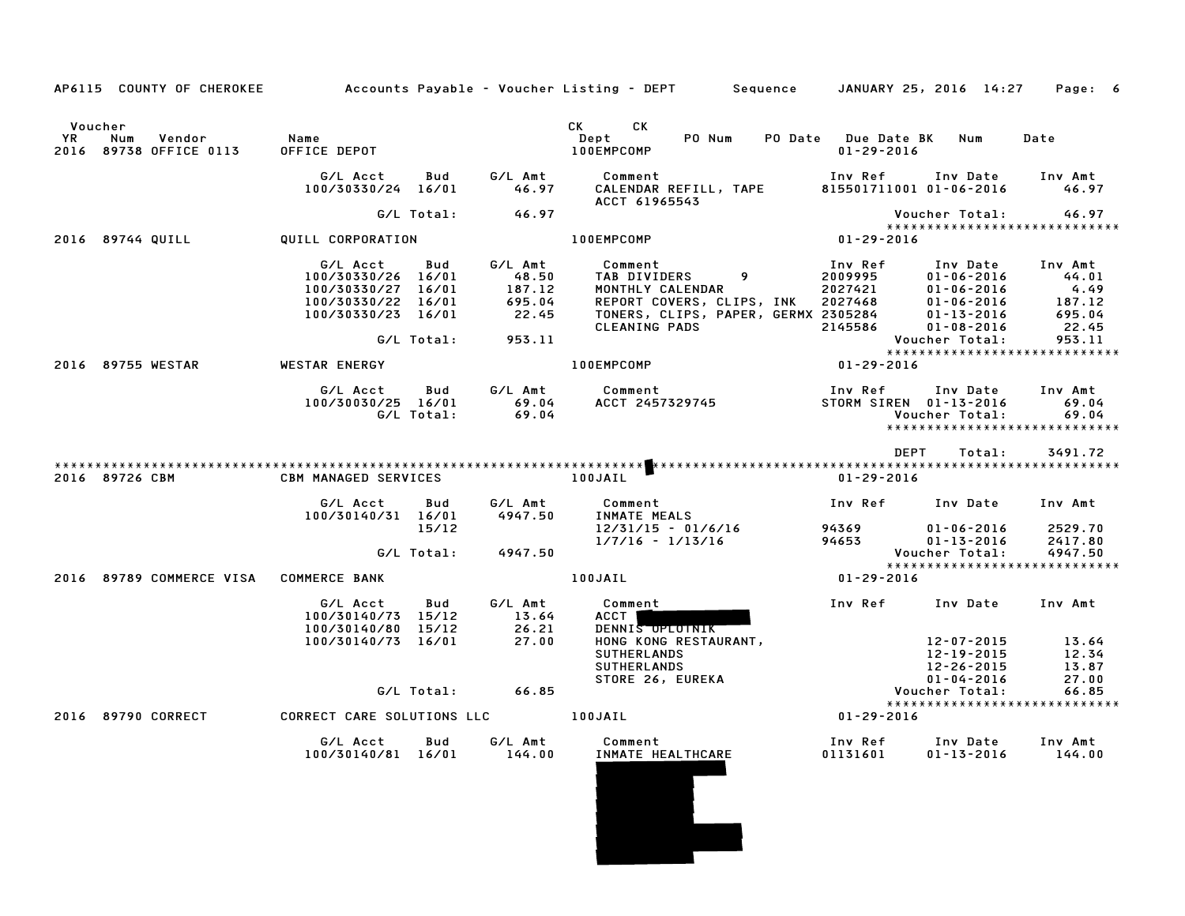AP6115 COUNTY OF CHEROKEE Accounts Payable - Voucher Listing - DEPT Sequence JANUARY 25, 2016 14:27

| Voucher YR | Num | Vendor | Name | CK Dept | CK PO Num | PO Date | Due Date BK | Num | Date |
|---|---|---|---|---|---|---|---|---|---|
| 2016 | 89738 | OFFICE 0113 | OFFICE DEPOT | 100EMPCOMP | | | 01-29-2016 | | |

| G/L Acct | Bud | G/L Amt | Comment | Inv Ref | Inv Date | Inv Amt |
|---|---|---|---|---|---|---|
| 100/30330/24 | 16/01 | 46.97 | CALENDAR REFILL, TAPE | 815501711001 | 01-06-2016 | 46.97 |
| | | | ACCT 61965543 | | | |
| | G/L Total: | 46.97 | | | Voucher Total: | 46.97 |

*****************************

2016 89744 QUILL — QUILL CORPORATION — 100EMPCOMP — 01-29-2016

| G/L Acct | Bud | G/L Amt | Comment | Inv Ref | Inv Date | Inv Amt |
|---|---|---|---|---|---|---|
| 100/30330/26 | 16/01 | 48.50 | TAB DIVIDERS 9 | 2009995 | 01-06-2016 | 44.01 |
| 100/30330/27 | 16/01 | 187.12 | MONTHLY CALENDAR | 2027421 | 01-06-2016 | 4.49 |
| 100/30330/22 | 16/01 | 695.04 | REPORT COVERS, CLIPS, INK | 2027468 | 01-06-2016 | 187.12 |
| 100/30330/23 | 16/01 | 22.45 | TONERS, CLIPS, PAPER, GERMX | 2305284 | 01-13-2016 | 695.04 |
| | | | CLEANING PADS | 2145586 | 01-08-2016 | 22.45 |
| | G/L Total: | 953.11 | | | Voucher Total: | 953.11 |

*****************************

2016 89755 WESTAR — WESTAR ENERGY — 100EMPCOMP — 01-29-2016

| G/L Acct | Bud | G/L Amt | Comment | Inv Ref | Inv Date | Inv Amt |
|---|---|---|---|---|---|---|
| 100/30030/25 | 16/01 | 69.04 | ACCT 2457329745 | STORM SIREN | 01-13-2016 | 69.04 |
| | G/L Total: | 69.04 | | | Voucher Total: | 69.04 |

*****************************

DEPT Total: 3491.72

*****************************

2016 89726 CBM — CBM MANAGED SERVICES — 100JAIL — 01-29-2016

| G/L Acct | Bud | G/L Amt | Comment | Inv Ref | Inv Date | Inv Amt |
|---|---|---|---|---|---|---|
| 100/30140/31 | 16/01 | 4947.50 | INMATE MEALS | | | |
| | 15/12 | | 12/31/15 - 01/6/16 | 94369 | 01-06-2016 | 2529.70 |
| | | | 1/7/16 - 1/13/16 | 94653 | 01-13-2016 | 2417.80 |
| | G/L Total: | 4947.50 | | | Voucher Total: | 4947.50 |

*****************************

2016 89789 COMMERCE VISA — COMMERCE BANK — 100JAIL — 01-29-2016

| G/L Acct | Bud | G/L Amt | Comment | Inv Ref | Inv Date | Inv Amt |
|---|---|---|---|---|---|---|
| 100/30140/73 | 15/12 | 13.64 | ACCT [REDACTED] | | | |
| 100/30140/80 | 15/12 | 26.21 | DENNIS OPLOTNIK | | | |
| 100/30140/73 | 16/01 | 27.00 | HONG KONG RESTAURANT, | | 12-07-2015 | 13.64 |
| | | | SUTHERLANDS | | 12-19-2015 | 12.34 |
| | | | SUTHERLANDS | | 12-26-2015 | 13.87 |
| | | | STORE 26, EUREKA | | 01-04-2016 | 27.00 |
| | G/L Total: | 66.85 | | | Voucher Total: | 66.85 |

*****************************

2016 89790 CORRECT — CORRECT CARE SOLUTIONS LLC — 100JAIL — 01-29-2016

| G/L Acct | Bud | G/L Amt | Comment | Inv Ref | Inv Date | Inv Amt |
|---|---|---|---|---|---|---|
| 100/30140/81 | 16/01 | 144.00 | INMATE HEALTHCARE | 01131601 | 01-13-2016 | 144.00 |
| | | | [REDACTED] | | | |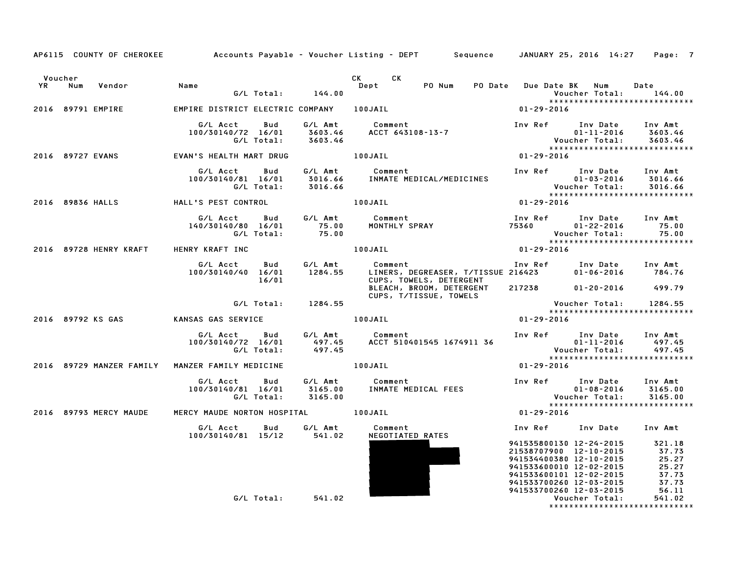AP6115 COUNTY OF CHEROKEE Accounts Payable - Voucher Listing - DEPT Sequence JANUARY 25, 2016 14:27

| Voucher YR | Num | Vendor | Name | | | CK Dept | CK | PO Num | PO Date | Due Date BK | Num | Date |
|---|---|---|---|---|---|---|---|---|---|---|---|---|
| | | | | G/L Total: | 144.00 | | | | | | Voucher Total: | 144.00 |

******************************

**2016 89791 EMPIRE** — EMPIRE DISTRICT ELECTRIC COMPANY — 100JAIL — 01-29-2016

| G/L Acct | Bud | G/L Amt | Comment | Inv Ref | Inv Date | Inv Amt |
|---|---|---|---|---|---|---|
| 100/30140/72 | 16/01 | 3603.46 | ACCT 643108-13-7 | | 01-11-2016 | 3603.46 |
| | G/L Total: | 3603.46 | | | Voucher Total: | 3603.46 |

******************************

**2016 89727 EVANS** — EVAN'S HEALTH MART DRUG — 100JAIL — 01-29-2016

| G/L Acct | Bud | G/L Amt | Comment | Inv Ref | Inv Date | Inv Amt |
|---|---|---|---|---|---|---|
| 100/30140/81 | 16/01 | 3016.66 | INMATE MEDICAL/MEDICINES | | 01-03-2016 | 3016.66 |
| | G/L Total: | 3016.66 | | | Voucher Total: | 3016.66 |

******************************

**2016 89836 HALLS** — HALL'S PEST CONTROL — 100JAIL — 01-29-2016

| G/L Acct | Bud | G/L Amt | Comment | Inv Ref | Inv Date | Inv Amt |
|---|---|---|---|---|---|---|
| 140/30140/80 | 16/01 | 75.00 | MONTHLY SPRAY | 75360 | 01-22-2016 | 75.00 |
| | G/L Total: | 75.00 | | | Voucher Total: | 75.00 |

******************************

**2016 89728 HENRY KRAFT** — HENRY KRAFT INC — 100JAIL — 01-29-2016

| G/L Acct | Bud | G/L Amt | Comment | Inv Ref | Inv Date | Inv Amt |
|---|---|---|---|---|---|---|
| 100/30140/40 | 16/01 | 1284.55 | LINERS, DEGREASER, T/TISSUE | 216423 | 01-06-2016 | 784.76 |
| | 16/01 | | CUPS, TOWELS, DETERGENT | | | |
| | | | BLEACH, BROOM, DETERGENT | 217238 | 01-20-2016 | 499.79 |
| | | | CUPS, T/TISSUE, TOWELS | | | |
| | G/L Total: | 1284.55 | | | Voucher Total: | 1284.55 |

******************************

**2016 89792 KS GAS** — KANSAS GAS SERVICE — 100JAIL — 01-29-2016

| G/L Acct | Bud | G/L Amt | Comment | Inv Ref | Inv Date | Inv Amt |
|---|---|---|---|---|---|---|
| 100/30140/72 | 16/01 | 497.45 | ACCT 510401545 1674911 36 | | 01-11-2016 | 497.45 |
| | G/L Total: | 497.45 | | | Voucher Total: | 497.45 |

******************************

**2016 89729 MANZER FAMILY** — MANZER FAMILY MEDICINE — 100JAIL — 01-29-2016

| G/L Acct | Bud | G/L Amt | Comment | Inv Ref | Inv Date | Inv Amt |
|---|---|---|---|---|---|---|
| 100/30140/81 | 16/01 | 3165.00 | INMATE MEDICAL FEES | | 01-08-2016 | 3165.00 |
| | G/L Total: | 3165.00 | | | Voucher Total: | 3165.00 |

******************************

**2016 89793 MERCY MAUDE** — MERCY MAUDE NORTON HOSPITAL — 100JAIL — 01-29-2016

| G/L Acct | Bud | G/L Amt | Comment | Inv Ref | Inv Date | Inv Amt |
|---|---|---|---|---|---|---|
| 100/30140/81 | 15/12 | 541.02 | NEGOTIATED RATES | | | |
| | | | | 941535800130 | 12-24-2015 | 321.18 |
| | | | | 21538707900 | 12-10-2015 | 37.73 |
| | | | | 941534400380 | 12-10-2015 | 25.27 |
| | | | | 941533600010 | 12-02-2015 | 25.27 |
| | | | | 941533600101 | 12-02-2015 | 37.73 |
| | | | | 941533700260 | 12-03-2015 | 37.73 |
| | | | | 941533700260 | 12-03-2015 | 56.11 |
| | G/L Total: | 541.02 | | | Voucher Total: | 541.02 |

******************************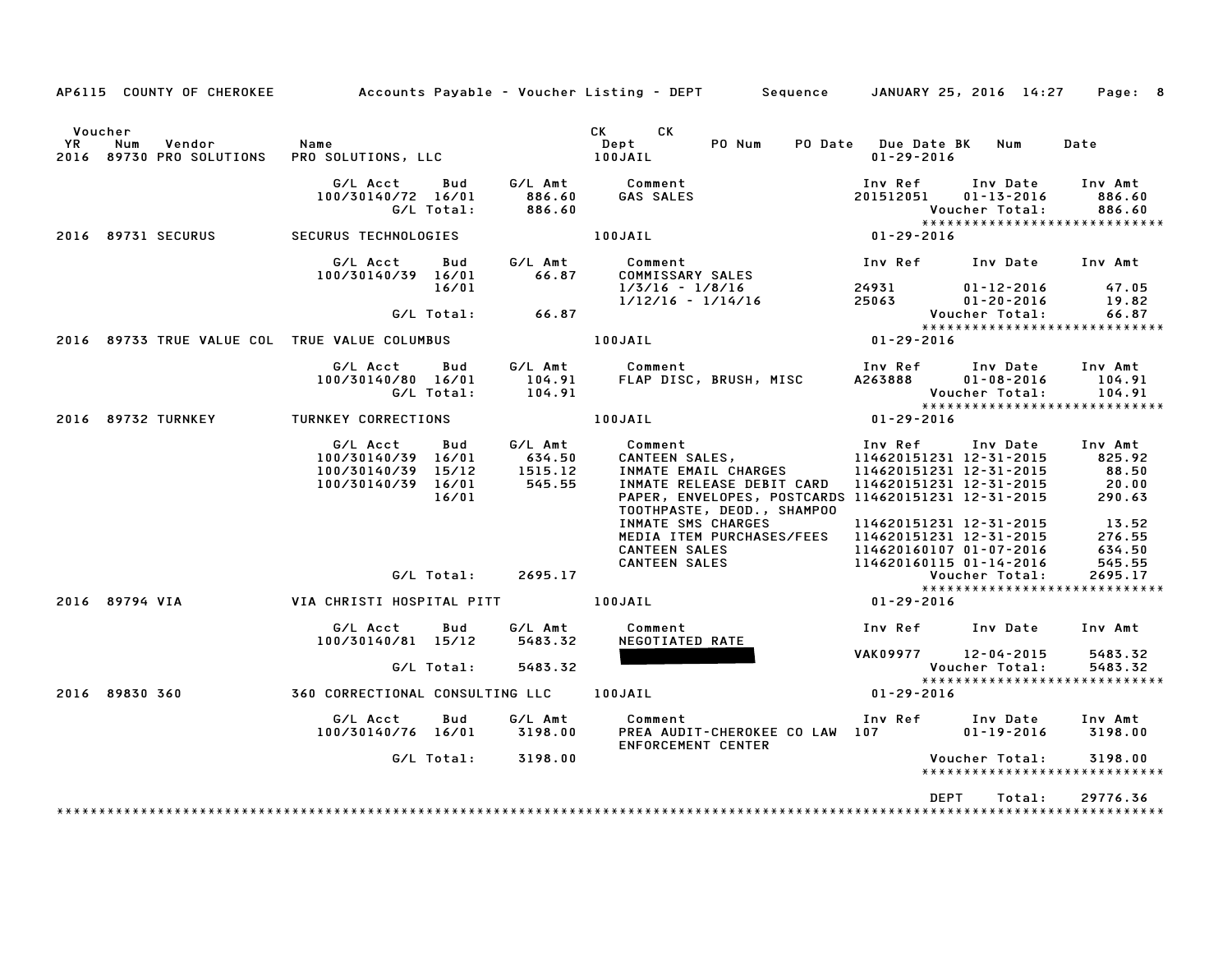AP6115 COUNTY OF CHEROKEE — Accounts Payable - Voucher Listing - DEPT — Sequence — JANUARY 25, 2016 14:27

| Voucher YR | Num | Vendor | Name | CK Dept | CK | PO Num | PO Date | Due Date | BK | Num | Date |
|---|---|---|---|---|---|---|---|---|---|---|---|
| 2016 | 89730 | PRO SOLUTIONS | PRO SOLUTIONS, LLC | 100JAIL | | | | 01-29-2016 | | | |

| G/L Acct | Bud | G/L Amt | Comment | Inv Ref | Inv Date | Inv Amt |
|---|---|---|---|---|---|---|
| 100/30140/72 | 16/01 | 886.60 | GAS SALES | 201512051 | 01-13-2016 | 886.60 |
| | G/L Total: | 886.60 | | | Voucher Total: | 886.60 |

| Voucher YR | Num | Vendor | Name | CK Dept | Due Date |
|---|---|---|---|---|---|
| 2016 | 89731 | SECURUS | SECURUS TECHNOLOGIES | 100JAIL | 01-29-2016 |

| G/L Acct | Bud | G/L Amt | Comment | Inv Ref | Inv Date | Inv Amt |
|---|---|---|---|---|---|---|
| 100/30140/39 | 16/01 | 66.87 | COMMISSARY SALES | | | |
| | 16/01 | | 1/3/16 - 1/8/16 | 24931 | 01-12-2016 | 47.05 |
| | | | 1/12/16 - 1/14/16 | 25063 | 01-20-2016 | 19.82 |
| | G/L Total: | 66.87 | | | Voucher Total: | 66.87 |

| Voucher YR | Num | Vendor | Name | CK Dept | Due Date |
|---|---|---|---|---|---|
| 2016 | 89733 | TRUE VALUE COL | TRUE VALUE COLUMBUS | 100JAIL | 01-29-2016 |

| G/L Acct | Bud | G/L Amt | Comment | Inv Ref | Inv Date | Inv Amt |
|---|---|---|---|---|---|---|
| 100/30140/80 | 16/01 | 104.91 | FLAP DISC, BRUSH, MISC | A263888 | 01-08-2016 | 104.91 |
| | G/L Total: | 104.91 | | | Voucher Total: | 104.91 |

| Voucher YR | Num | Vendor | Name | CK Dept | Due Date |
|---|---|---|---|---|---|
| 2016 | 89732 | TURNKEY | TURNKEY CORRECTIONS | 100JAIL | 01-29-2016 |

| G/L Acct | Bud | G/L Amt | Comment | Inv Ref | Inv Date | Inv Amt |
|---|---|---|---|---|---|---|
| 100/30140/39 | 16/01 | 634.50 | CANTEEN SALES, | 114620151231 | 12-31-2015 | 825.92 |
| 100/30140/39 | 15/12 | 1515.12 | INMATE EMAIL CHARGES | 114620151231 | 12-31-2015 | 88.50 |
| 100/30140/39 | 16/01 | 545.55 | INMATE RELEASE DEBIT CARD | 114620151231 | 12-31-2015 | 20.00 |
| | 16/01 | | PAPER, ENVELOPES, POSTCARDS TOOTHPASTE, DEOD., SHAMPOO | 114620151231 | 12-31-2015 | 290.63 |
| | | | INMATE SMS CHARGES | 114620151231 | 12-31-2015 | 13.52 |
| | | | MEDIA ITEM PURCHASES/FEES | 114620151231 | 12-31-2015 | 276.55 |
| | | | CANTEEN SALES | 114620160107 | 01-07-2016 | 634.50 |
| | | | CANTEEN SALES | 114620160115 | 01-14-2016 | 545.55 |
| | G/L Total: | 2695.17 | | | Voucher Total: | 2695.17 |

| Voucher YR | Num | Vendor | Name | CK Dept | Due Date |
|---|---|---|---|---|---|
| 2016 | 89794 | VIA | VIA CHRISTI HOSPITAL PITT | 100JAIL | 01-29-2016 |

| G/L Acct | Bud | G/L Amt | Comment | Inv Ref | Inv Date | Inv Amt |
|---|---|---|---|---|---|---|
| 100/30140/81 | 15/12 | 5483.32 | NEGOTIATED RATE | | | |
| | | | [REDACTED] | VAK09977 | 12-04-2015 | 5483.32 |
| | G/L Total: | 5483.32 | | | Voucher Total: | 5483.32 |

| Voucher YR | Num | Vendor | Name | CK Dept | Due Date |
|---|---|---|---|---|---|
| 2016 | 89830 | 360 | 360 CORRECTIONAL CONSULTING LLC | 100JAIL | 01-29-2016 |

| G/L Acct | Bud | G/L Amt | Comment | Inv Ref | Inv Date | Inv Amt |
|---|---|---|---|---|---|---|
| 100/30140/76 | 16/01 | 3198.00 | PREA AUDIT-CHEROKEE CO LAW ENFORCEMENT CENTER | 107 | 01-19-2016 | 3198.00 |
| | G/L Total: | 3198.00 | | | Voucher Total: | 3198.00 |

DEPT Total: 29776.36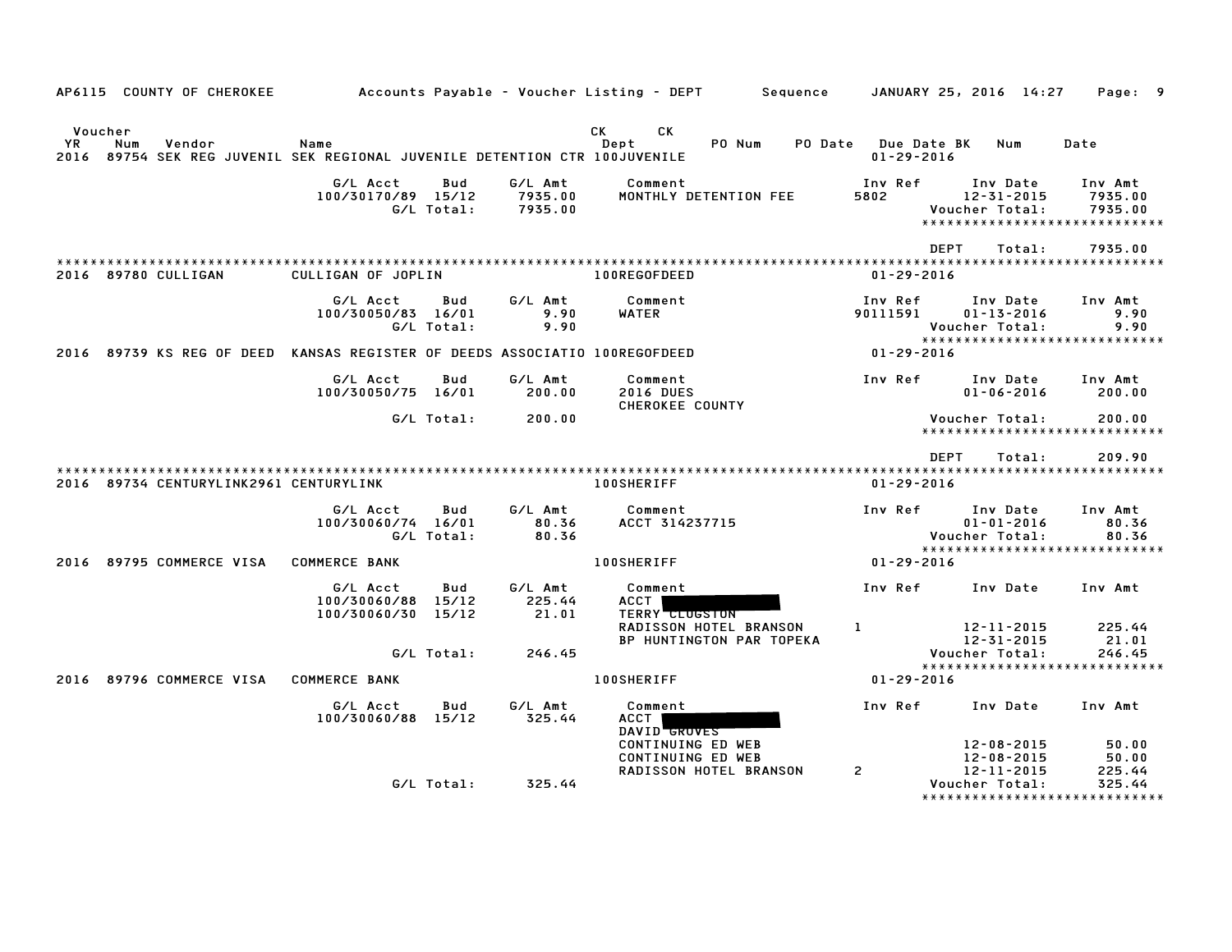AP6115 COUNTY OF CHEROKEE — Accounts Payable - Voucher Listing - DEPT — Sequence — JANUARY 25, 2016 14:27

| Voucher YR | Num | Vendor | Name | CK Dept | CK | PO Num | PO Date | Due Date | BK | Num | Date |
|---|---|---|---|---|---|---|---|---|---|---|---|
| 2016 | 89754 | SEK REG JUVENIL | SEK REGIONAL JUVENILE DETENTION CTR | 100JUVENILE | | | | 01-29-2016 | | | |

| G/L Acct | Bud | G/L Amt | Comment | Inv Ref | Inv Date | Inv Amt |
|---|---|---|---|---|---|---|
| 100/30170/89 | 15/12 | 7935.00 | MONTHLY DETENTION FEE | 5802 | 12-31-2015 | 7935.00 |
| | G/L Total: | 7935.00 | | | Voucher Total: | 7935.00 |

DEPT Total: 7935.00

| Voucher YR | Num | Vendor | Name | CK Dept | Due Date |
|---|---|---|---|---|---|
| 2016 | 89780 | CULLIGAN | CULLIGAN OF JOPLIN | 100REGOFDEED | 01-29-2016 |

| G/L Acct | Bud | G/L Amt | Comment | Inv Ref | Inv Date | Inv Amt |
|---|---|---|---|---|---|---|
| 100/30050/83 | 16/01 | 9.90 | WATER | 90111591 | 01-13-2016 | 9.90 |
| | G/L Total: | 9.90 | | | Voucher Total: | 9.90 |

| Voucher YR | Num | Vendor | Name | CK Dept | Due Date |
|---|---|---|---|---|---|
| 2016 | 89739 | KS REG OF DEED | KANSAS REGISTER OF DEEDS ASSOCIATIO | 100REGOFDEED | 01-29-2016 |

| G/L Acct | Bud | G/L Amt | Comment | Inv Ref | Inv Date | Inv Amt |
|---|---|---|---|---|---|---|
| 100/30050/75 | 16/01 | 200.00 | 2016 DUES<br>CHEROKEE COUNTY | | 01-06-2016 | 200.00 |
| | G/L Total: | 200.00 | | | Voucher Total: | 200.00 |

DEPT Total: 209.90

| Voucher YR | Num | Vendor | Name | CK Dept | Due Date |
|---|---|---|---|---|---|
| 2016 | 89734 | CENTURYLINK2961 | CENTURYLINK | 100SHERIFF | 01-29-2016 |

| G/L Acct | Bud | G/L Amt | Comment | Inv Ref | Inv Date | Inv Amt |
|---|---|---|---|---|---|---|
| 100/30060/74 | 16/01 | 80.36 | ACCT 314237715 | | 01-01-2016 | 80.36 |
| | G/L Total: | 80.36 | | | Voucher Total: | 80.36 |

| Voucher YR | Num | Vendor | Name | CK Dept | Due Date |
|---|---|---|---|---|---|
| 2016 | 89795 | COMMERCE VISA | COMMERCE BANK | 100SHERIFF | 01-29-2016 |

| G/L Acct | Bud | G/L Amt | Comment | Inv Ref | Inv Date | Inv Amt |
|---|---|---|---|---|---|---|
| 100/30060/88 | 15/12 | 225.44 | ACCT [REDACTED] | | | |
| 100/30060/30 | 15/12 | 21.01 | TERRY CLUGSTON | | | |
| | | | RADISSON HOTEL BRANSON | 1 | 12-11-2015 | 225.44 |
| | | | BP HUNTINGTON PAR TOPEKA | | 12-31-2015 | 21.01 |
| | G/L Total: | 246.45 | | | Voucher Total: | 246.45 |

| Voucher YR | Num | Vendor | Name | CK Dept | Due Date |
|---|---|---|---|---|---|
| 2016 | 89796 | COMMERCE VISA | COMMERCE BANK | 100SHERIFF | 01-29-2016 |

| G/L Acct | Bud | G/L Amt | Comment | Inv Ref | Inv Date | Inv Amt |
|---|---|---|---|---|---|---|
| 100/30060/88 | 15/12 | 325.44 | ACCT [REDACTED] | | | |
| | | | DAVID GROVES | | | |
| | | | CONTINUING ED WEB | | 12-08-2015 | 50.00 |
| | | | CONTINUING ED WEB | | 12-08-2015 | 50.00 |
| | | | RADISSON HOTEL BRANSON | 2 | 12-11-2015 | 225.44 |
| | G/L Total: | 325.44 | | | Voucher Total: | 325.44 |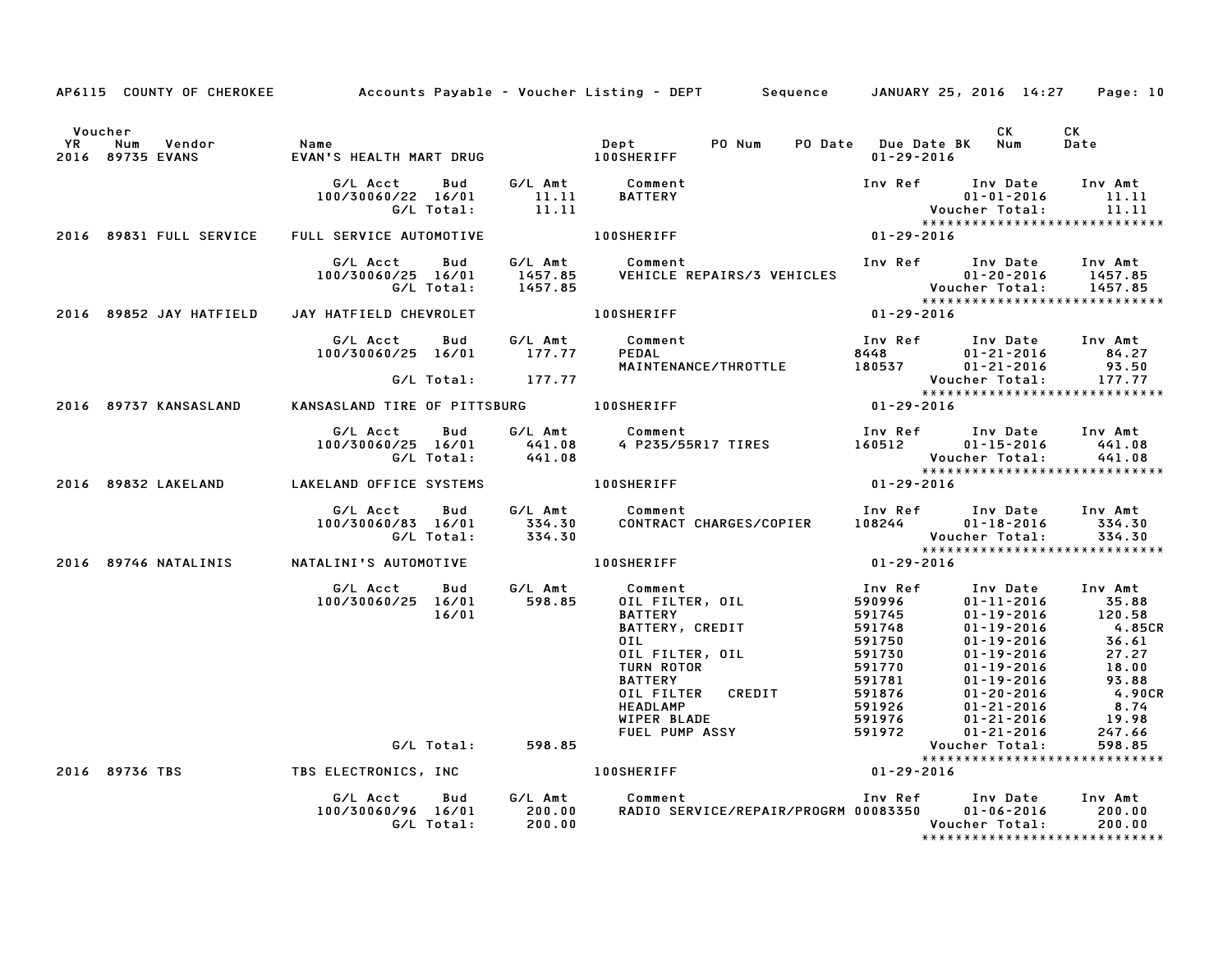AP6115 COUNTY OF CHEROKEE — Accounts Payable - Voucher Listing - DEPT — Sequence — JANUARY 25, 2016 14:27 — Page: 10

| Voucher YR | Num | Vendor | Name | Dept | PO Num | PO Date | Due Date BK | CK Num | CK Date |
|---|---|---|---|---|---|---|---|---|---|
| 2016 | 89735 | EVANS | EVAN'S HEALTH MART DRUG | 100SHERIFF | | | 01-29-2016 | | |

| G/L Acct | Bud | G/L Amt | Comment | Inv Ref | Inv Date | Inv Amt |
|---|---|---|---|---|---|---|
| 100/30060/22 | 16/01 | 11.11 | BATTERY | | 01-01-2016 | 11.11 |
| G/L Total: | | 11.11 | | | Voucher Total: | 11.11 |

****************************

| Voucher YR | Num | Vendor | Name | Dept | Due Date |
|---|---|---|---|---|---|
| 2016 | 89831 | FULL SERVICE | FULL SERVICE AUTOMOTIVE | 100SHERIFF | 01-29-2016 |

| G/L Acct | Bud | G/L Amt | Comment | Inv Ref | Inv Date | Inv Amt |
|---|---|---|---|---|---|---|
| 100/30060/25 | 16/01 | 1457.85 | VEHICLE REPAIRS/3 VEHICLES | | 01-20-2016 | 1457.85 |
| G/L Total: | | 1457.85 | | | Voucher Total: | 1457.85 |

****************************

| Voucher YR | Num | Vendor | Name | Dept | Due Date |
|---|---|---|---|---|---|
| 2016 | 89852 | JAY HATFIELD | JAY HATFIELD CHEVROLET | 100SHERIFF | 01-29-2016 |

| G/L Acct | Bud | G/L Amt | Comment | Inv Ref | Inv Date | Inv Amt |
|---|---|---|---|---|---|---|
| 100/30060/25 | 16/01 | 177.77 | PEDAL | 8448 | 01-21-2016 | 84.27 |
| | | | MAINTENANCE/THROTTLE | 180537 | 01-21-2016 | 93.50 |
| G/L Total: | | 177.77 | | | Voucher Total: | 177.77 |

****************************

| Voucher YR | Num | Vendor | Name | Dept | Due Date |
|---|---|---|---|---|---|
| 2016 | 89737 | KANSASLAND | KANSASLAND TIRE OF PITTSBURG | 100SHERIFF | 01-29-2016 |

| G/L Acct | Bud | G/L Amt | Comment | Inv Ref | Inv Date | Inv Amt |
|---|---|---|---|---|---|---|
| 100/30060/25 | 16/01 | 441.08 | 4 P235/55R17 TIRES | 160512 | 01-15-2016 | 441.08 |
| G/L Total: | | 441.08 | | | Voucher Total: | 441.08 |

****************************

| Voucher YR | Num | Vendor | Name | Dept | Due Date |
|---|---|---|---|---|---|
| 2016 | 89832 | LAKELAND | LAKELAND OFFICE SYSTEMS | 100SHERIFF | 01-29-2016 |

| G/L Acct | Bud | G/L Amt | Comment | Inv Ref | Inv Date | Inv Amt |
|---|---|---|---|---|---|---|
| 100/30060/83 | 16/01 | 334.30 | CONTRACT CHARGES/COPIER | 108244 | 01-18-2016 | 334.30 |
| G/L Total: | | 334.30 | | | Voucher Total: | 334.30 |

****************************

| Voucher YR | Num | Vendor | Name | Dept | Due Date |
|---|---|---|---|---|---|
| 2016 | 89746 | NATALINIS | NATALINI'S AUTOMOTIVE | 100SHERIFF | 01-29-2016 |

| G/L Acct | Bud | G/L Amt | Comment | Inv Ref | Inv Date | Inv Amt |
|---|---|---|---|---|---|---|
| 100/30060/25 | 16/01 | 598.85 | OIL FILTER, OIL | 590996 | 01-11-2016 | 35.88 |
| | 16/01 | | BATTERY | 591745 | 01-19-2016 | 120.58 |
| | | | BATTERY, CREDIT | 591748 | 01-19-2016 | 4.85CR |
| | | | OIL | 591750 | 01-19-2016 | 36.61 |
| | | | OIL FILTER, OIL | 591730 | 01-19-2016 | 27.27 |
| | | | TURN ROTOR | 591770 | 01-19-2016 | 18.00 |
| | | | BATTERY | 591781 | 01-19-2016 | 93.88 |
| | | | OIL FILTER CREDIT | 591876 | 01-20-2016 | 4.90CR |
| | | | HEADLAMP | 591926 | 01-21-2016 | 8.74 |
| | | | WIPER BLADE | 591976 | 01-21-2016 | 19.98 |
| | | | FUEL PUMP ASSY | 591972 | 01-21-2016 | 247.66 |
| G/L Total: | | 598.85 | | | Voucher Total: | 598.85 |

****************************

| Voucher YR | Num | Vendor | Name | Dept | Due Date |
|---|---|---|---|---|---|
| 2016 | 89736 | TBS | TBS ELECTRONICS, INC | 100SHERIFF | 01-29-2016 |

| G/L Acct | Bud | G/L Amt | Comment | Inv Ref | Inv Date | Inv Amt |
|---|---|---|---|---|---|---|
| 100/30060/96 | 16/01 | 200.00 | RADIO SERVICE/REPAIR/PROGRM | 00083350 | 01-06-2016 | 200.00 |
| G/L Total: | | 200.00 | | | Voucher Total: | 200.00 |

****************************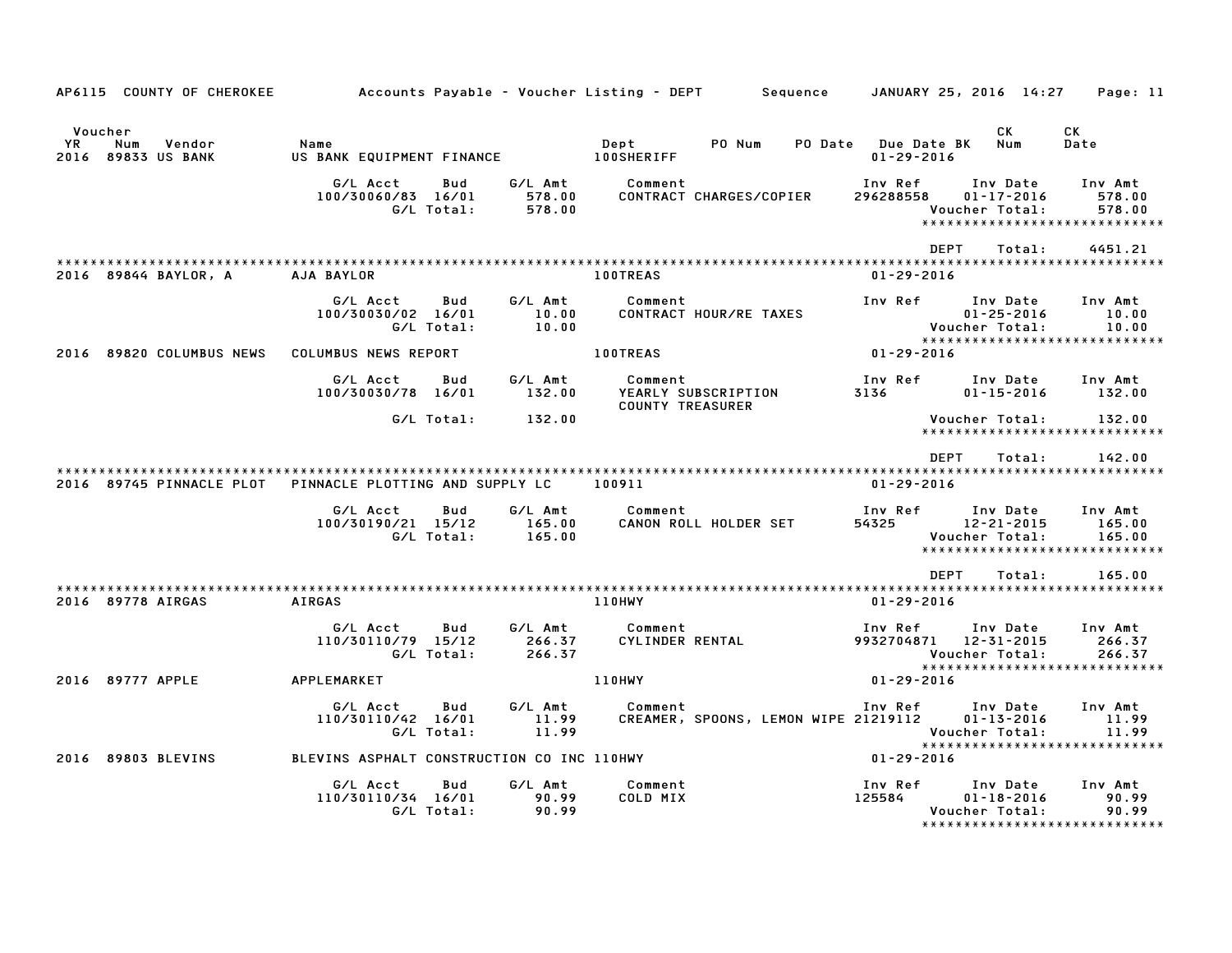AP6115 COUNTY OF CHEROKEE — Accounts Payable - Voucher Listing - DEPT — Sequence — JANUARY 25, 2016 14:27

| Voucher YR | Num | Vendor | Name | Dept | PO Num | PO Date | Due Date | BK | CK Num | CK Date |
|---|---|---|---|---|---|---|---|---|---|---|
| 2016 | 89833 | US BANK | US BANK EQUIPMENT FINANCE | 100SHERIFF | | | 01-29-2016 | | | |

| G/L Acct | Bud | G/L Amt | Comment | Inv Ref | Inv Date | Inv Amt |
|---|---|---|---|---|---|---|
| 100/30060/83 | 16/01 | 578.00 | CONTRACT CHARGES/COPIER | 296288558 | 01-17-2016 | 578.00 |
| | G/L Total: | 578.00 | | | Voucher Total: | 578.00 |

DEPT Total: 4451.21

| Voucher YR | Num | Vendor | Name | Dept | Due Date |
|---|---|---|---|---|---|
| 2016 | 89844 | BAYLOR, A | AJA BAYLOR | 100TREAS | 01-29-2016 |

| G/L Acct | Bud | G/L Amt | Comment | Inv Ref | Inv Date | Inv Amt |
|---|---|---|---|---|---|---|
| 100/30030/02 | 16/01 | 10.00 | CONTRACT HOUR/RE TAXES | | 01-25-2016 | 10.00 |
| | G/L Total: | 10.00 | | | Voucher Total: | 10.00 |

| Voucher YR | Num | Vendor | Name | Dept | Due Date |
|---|---|---|---|---|---|
| 2016 | 89820 | COLUMBUS NEWS | COLUMBUS NEWS REPORT | 100TREAS | 01-29-2016 |

| G/L Acct | Bud | G/L Amt | Comment | Inv Ref | Inv Date | Inv Amt |
|---|---|---|---|---|---|---|
| 100/30030/78 | 16/01 | 132.00 | YEARLY SUBSCRIPTION COUNTY TREASURER | 3136 | 01-15-2016 | 132.00 |
| | G/L Total: | 132.00 | | | Voucher Total: | 132.00 |

DEPT Total: 142.00

| Voucher YR | Num | Vendor | Name | Dept | Due Date |
|---|---|---|---|---|---|
| 2016 | 89745 | PINNACLE PLOT | PINNACLE PLOTTING AND SUPPLY LC | 100911 | 01-29-2016 |

| G/L Acct | Bud | G/L Amt | Comment | Inv Ref | Inv Date | Inv Amt |
|---|---|---|---|---|---|---|
| 100/30190/21 | 15/12 | 165.00 | CANON ROLL HOLDER SET | 54325 | 12-21-2015 | 165.00 |
| | G/L Total: | 165.00 | | | Voucher Total: | 165.00 |

DEPT Total: 165.00

| Voucher YR | Num | Vendor | Name | Dept | Due Date |
|---|---|---|---|---|---|
| 2016 | 89778 | AIRGAS | AIRGAS | 110HWY | 01-29-2016 |

| G/L Acct | Bud | G/L Amt | Comment | Inv Ref | Inv Date | Inv Amt |
|---|---|---|---|---|---|---|
| 110/30110/79 | 15/12 | 266.37 | CYLINDER RENTAL | 9932704871 | 12-31-2015 | 266.37 |
| | G/L Total: | 266.37 | | | Voucher Total: | 266.37 |

| Voucher YR | Num | Vendor | Name | Dept | Due Date |
|---|---|---|---|---|---|
| 2016 | 89777 | APPLE | APPLEMARKET | 110HWY | 01-29-2016 |

| G/L Acct | Bud | G/L Amt | Comment | Inv Ref | Inv Date | Inv Amt |
|---|---|---|---|---|---|---|
| 110/30110/42 | 16/01 | 11.99 | CREAMER, SPOONS, LEMON WIPE | 21219112 | 01-13-2016 | 11.99 |
| | G/L Total: | 11.99 | | | Voucher Total: | 11.99 |

| Voucher YR | Num | Vendor | Name | Dept | Due Date |
|---|---|---|---|---|---|
| 2016 | 89803 | BLEVINS | BLEVINS ASPHALT CONSTRUCTION CO INC | 110HWY | 01-29-2016 |

| G/L Acct | Bud | G/L Amt | Comment | Inv Ref | Inv Date | Inv Amt |
|---|---|---|---|---|---|---|
| 110/30110/34 | 16/01 | 90.99 | COLD MIX | 125584 | 01-18-2016 | 90.99 |
| | G/L Total: | 90.99 | | | Voucher Total: | 90.99 |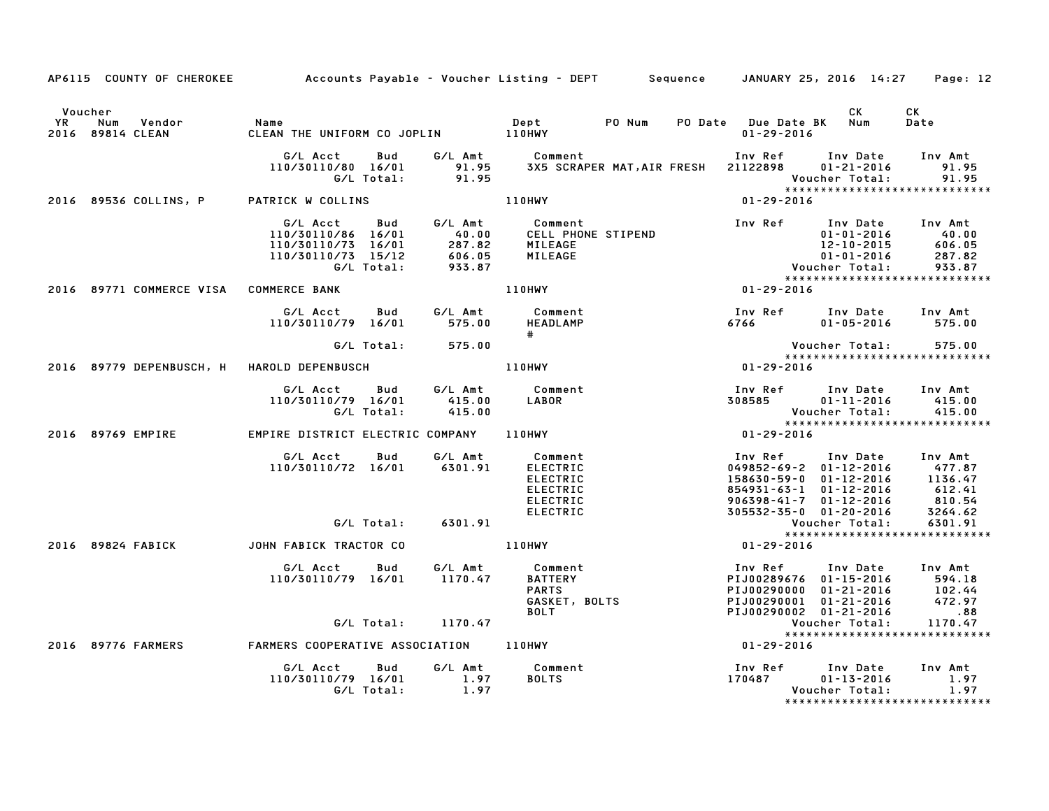AP6115 COUNTY OF CHEROKEE Accounts Payable - Voucher Listing - DEPT Sequence JANUARY 25, 2016 14:27 Page: 12

| Voucher YR | Num | Vendor | Name | Dept | PO Num | PO Date | Due Date BK | CK Num | CK Date |
|---|---|---|---|---|---|---|---|---|---|
| 2016 | 89814 | CLEAN | CLEAN THE UNIFORM CO JOPLIN | 110HWY | | | 01-29-2016 | | |

| G/L Acct | Bud | G/L Amt | Comment | Inv Ref | Inv Date | Inv Amt |
|---|---|---|---|---|---|---|
| 110/30110/80 | 16/01 | 91.95 | 3X5 SCRAPER MAT,AIR FRESH | 21122898 | 01-21-2016 | 91.95 |
| | G/L Total: | 91.95 | | | Voucher Total: | 91.95 |

******************************

| Voucher YR | Num | Vendor | Name | Dept | Due Date BK |
|---|---|---|---|---|---|
| 2016 | 89536 | COLLINS, P | PATRICK W COLLINS | 110HWY | 01-29-2016 |

| G/L Acct | Bud | G/L Amt | Comment | Inv Ref | Inv Date | Inv Amt |
|---|---|---|---|---|---|---|
| 110/30110/86 | 16/01 | 40.00 | CELL PHONE STIPEND | | 01-01-2016 | 40.00 |
| 110/30110/73 | 16/01 | 287.82 | MILEAGE | | 12-10-2015 | 606.05 |
| 110/30110/73 | 15/12 | 606.05 | MILEAGE | | 01-01-2016 | 287.82 |
| | G/L Total: | 933.87 | | | Voucher Total: | 933.87 |

******************************

| Voucher YR | Num | Vendor | Name | Dept | Due Date BK |
|---|---|---|---|---|---|
| 2016 | 89771 | COMMERCE VISA | COMMERCE BANK | 110HWY | 01-29-2016 |

| G/L Acct | Bud | G/L Amt | Comment | Inv Ref | Inv Date | Inv Amt |
|---|---|---|---|---|---|---|
| 110/30110/79 | 16/01 | 575.00 | HEADLAMP # | 6766 | 01-05-2016 | 575.00 |
| | G/L Total: | 575.00 | | | Voucher Total: | 575.00 |

******************************

| Voucher YR | Num | Vendor | Name | Dept | Due Date BK |
|---|---|---|---|---|---|
| 2016 | 89779 | DEPENBUSCH, H | HAROLD DEPENBUSCH | 110HWY | 01-29-2016 |

| G/L Acct | Bud | G/L Amt | Comment | Inv Ref | Inv Date | Inv Amt |
|---|---|---|---|---|---|---|
| 110/30110/79 | 16/01 | 415.00 | LABOR | 308585 | 01-11-2016 | 415.00 |
| | G/L Total: | 415.00 | | | Voucher Total: | 415.00 |

******************************

| Voucher YR | Num | Vendor | Name | Dept | Due Date BK |
|---|---|---|---|---|---|
| 2016 | 89769 | EMPIRE | EMPIRE DISTRICT ELECTRIC COMPANY | 110HWY | 01-29-2016 |

| G/L Acct | Bud | G/L Amt | Comment | Inv Ref | Inv Date | Inv Amt |
|---|---|---|---|---|---|---|
| 110/30110/72 | 16/01 | 6301.91 | ELECTRIC | 049852-69-2 | 01-12-2016 | 477.87 |
| | | | ELECTRIC | 158630-59-0 | 01-12-2016 | 1136.47 |
| | | | ELECTRIC | 854931-63-1 | 01-12-2016 | 612.41 |
| | | | ELECTRIC | 906398-41-7 | 01-12-2016 | 810.54 |
| | | | ELECTRIC | 305532-35-0 | 01-20-2016 | 3264.62 |
| | G/L Total: | 6301.91 | | | Voucher Total: | 6301.91 |

******************************

| Voucher YR | Num | Vendor | Name | Dept | Due Date BK |
|---|---|---|---|---|---|
| 2016 | 89824 | FABICK | JOHN FABICK TRACTOR CO | 110HWY | 01-29-2016 |

| G/L Acct | Bud | G/L Amt | Comment | Inv Ref | Inv Date | Inv Amt |
|---|---|---|---|---|---|---|
| 110/30110/79 | 16/01 | 1170.47 | BATTERY | PIJ00289676 | 01-15-2016 | 594.18 |
| | | | PARTS | PIJ00290000 | 01-21-2016 | 102.44 |
| | | | GASKET, BOLTS | PIJ00290001 | 01-21-2016 | 472.97 |
| | | | BOLT | PIJ00290002 | 01-21-2016 | .88 |
| | G/L Total: | 1170.47 | | | Voucher Total: | 1170.47 |

******************************

| Voucher YR | Num | Vendor | Name | Dept | Due Date BK |
|---|---|---|---|---|---|
| 2016 | 89776 | FARMERS | FARMERS COOPERATIVE ASSOCIATION | 110HWY | 01-29-2016 |

| G/L Acct | Bud | G/L Amt | Comment | Inv Ref | Inv Date | Inv Amt |
|---|---|---|---|---|---|---|
| 110/30110/79 | 16/01 | 1.97 | BOLTS | 170487 | 01-13-2016 | 1.97 |
| | G/L Total: | 1.97 | | | Voucher Total: | 1.97 |

******************************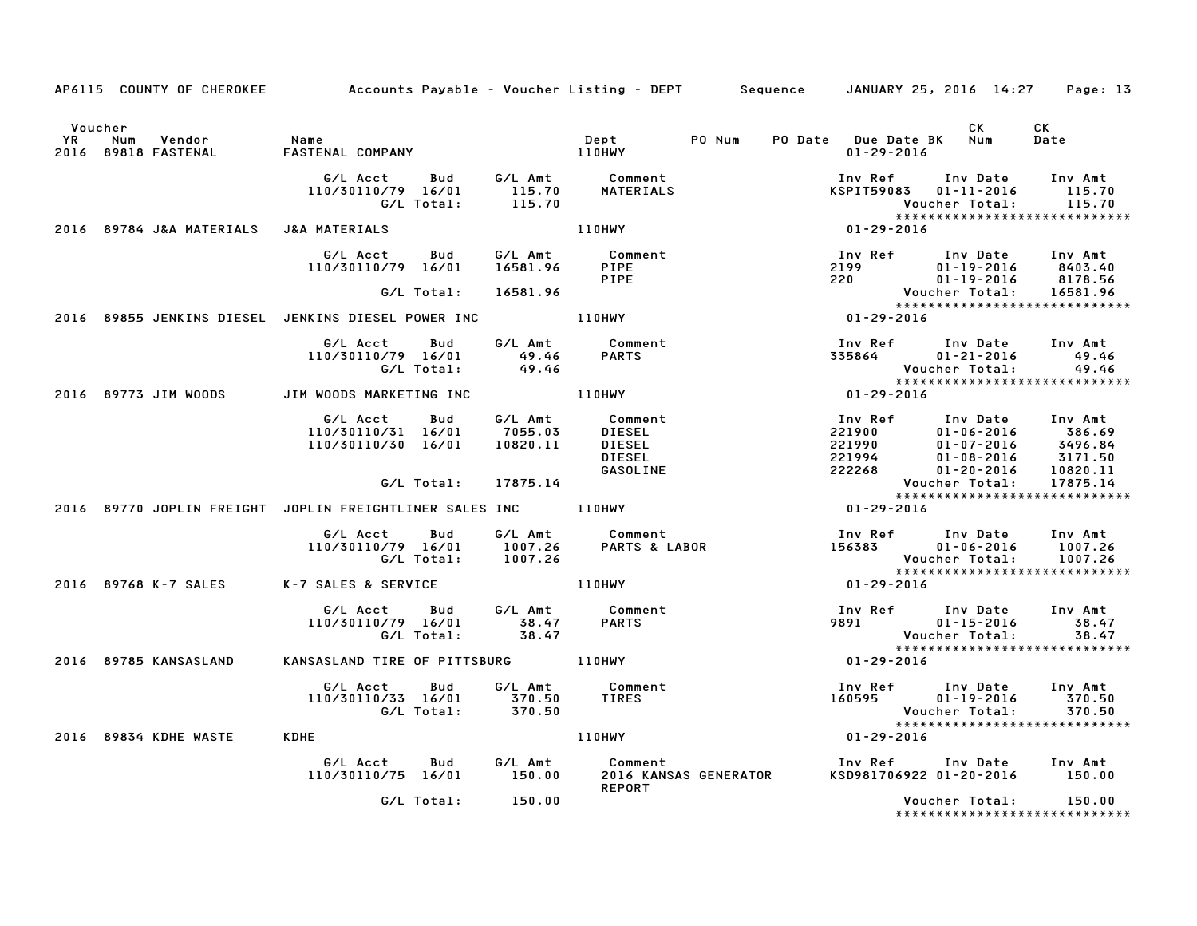AP6115 COUNTY OF CHEROKEE — Accounts Payable - Voucher Listing - DEPT — Sequence — JANUARY 25, 2016 14:27

| Voucher YR | Num | Vendor | Name | Dept | PO Num | PO Date | Due Date BK | CK Num | CK Date |
|---|---|---|---|---|---|---|---|---|---|
| 2016 | 89818 | FASTENAL | FASTENAL COMPANY | 110HWY | | | 01-29-2016 | | |

| G/L Acct | Bud | G/L Amt | Comment | Inv Ref | Inv Date | Inv Amt |
|---|---|---|---|---|---|---|
| 110/30110/79 | 16/01 | 115.70 | MATERIALS | KSPIT59083 | 01-11-2016 | 115.70 |
| | G/L Total: | 115.70 | | | Voucher Total: | 115.70 |

*****************************

| Voucher YR | Num | Vendor | Name | Dept | PO Num | PO Date | Due Date BK | CK Num | CK Date |
|---|---|---|---|---|---|---|---|---|---|
| 2016 | 89784 | J&A MATERIALS | J&A MATERIALS | 110HWY | | | 01-29-2016 | | |

| G/L Acct | Bud | G/L Amt | Comment | Inv Ref | Inv Date | Inv Amt |
|---|---|---|---|---|---|---|
| 110/30110/79 | 16/01 | 16581.96 | PIPE | 2199 | 01-19-2016 | 8403.40 |
| | | | PIPE | 220 | 01-19-2016 | 8178.56 |
| | G/L Total: | 16581.96 | | | Voucher Total: | 16581.96 |

*****************************

| Voucher YR | Num | Vendor | Name | Dept | PO Num | PO Date | Due Date BK | CK Num | CK Date |
|---|---|---|---|---|---|---|---|---|---|
| 2016 | 89855 | JENKINS DIESEL | JENKINS DIESEL POWER INC | 110HWY | | | 01-29-2016 | | |

| G/L Acct | Bud | G/L Amt | Comment | Inv Ref | Inv Date | Inv Amt |
|---|---|---|---|---|---|---|
| 110/30110/79 | 16/01 | 49.46 | PARTS | 335864 | 01-21-2016 | 49.46 |
| | G/L Total: | 49.46 | | | Voucher Total: | 49.46 |

*****************************

| Voucher YR | Num | Vendor | Name | Dept | PO Num | PO Date | Due Date BK | CK Num | CK Date |
|---|---|---|---|---|---|---|---|---|---|
| 2016 | 89773 | JIM WOODS | JIM WOODS MARKETING INC | 110HWY | | | 01-29-2016 | | |

| G/L Acct | Bud | G/L Amt | Comment | Inv Ref | Inv Date | Inv Amt |
|---|---|---|---|---|---|---|
| 110/30110/31 | 16/01 | 7055.03 | DIESEL | 221900 | 01-06-2016 | 386.69 |
| 110/30110/30 | 16/01 | 10820.11 | DIESEL | 221990 | 01-07-2016 | 3496.84 |
| | | | DIESEL | 221994 | 01-08-2016 | 3171.50 |
| | | | GASOLINE | 222268 | 01-20-2016 | 10820.11 |
| | G/L Total: | 17875.14 | | | Voucher Total: | 17875.14 |

*****************************

| Voucher YR | Num | Vendor | Name | Dept | PO Num | PO Date | Due Date BK | CK Num | CK Date |
|---|---|---|---|---|---|---|---|---|---|
| 2016 | 89770 | JOPLIN FREIGHT | JOPLIN FREIGHTLINER SALES INC | 110HWY | | | 01-29-2016 | | |

| G/L Acct | Bud | G/L Amt | Comment | Inv Ref | Inv Date | Inv Amt |
|---|---|---|---|---|---|---|
| 110/30110/79 | 16/01 | 1007.26 | PARTS & LABOR | 156383 | 01-06-2016 | 1007.26 |
| | G/L Total: | 1007.26 | | | Voucher Total: | 1007.26 |

*****************************

| Voucher YR | Num | Vendor | Name | Dept | PO Num | PO Date | Due Date BK | CK Num | CK Date |
|---|---|---|---|---|---|---|---|---|---|
| 2016 | 89768 | K-7 SALES | K-7 SALES & SERVICE | 110HWY | | | 01-29-2016 | | |

| G/L Acct | Bud | G/L Amt | Comment | Inv Ref | Inv Date | Inv Amt |
|---|---|---|---|---|---|---|
| 110/30110/79 | 16/01 | 38.47 | PARTS | 9891 | 01-15-2016 | 38.47 |
| | G/L Total: | 38.47 | | | Voucher Total: | 38.47 |

*****************************

| Voucher YR | Num | Vendor | Name | Dept | PO Num | PO Date | Due Date BK | CK Num | CK Date |
|---|---|---|---|---|---|---|---|---|---|
| 2016 | 89785 | KANSASLAND | KANSASLAND TIRE OF PITTSBURG | 110HWY | | | 01-29-2016 | | |

| G/L Acct | Bud | G/L Amt | Comment | Inv Ref | Inv Date | Inv Amt |
|---|---|---|---|---|---|---|
| 110/30110/33 | 16/01 | 370.50 | TIRES | 160595 | 01-19-2016 | 370.50 |
| | G/L Total: | 370.50 | | | Voucher Total: | 370.50 |

*****************************

| Voucher YR | Num | Vendor | Name | Dept | PO Num | PO Date | Due Date BK | CK Num | CK Date |
|---|---|---|---|---|---|---|---|---|---|
| 2016 | 89834 | KDHE WASTE | KDHE | 110HWY | | | 01-29-2016 | | |

| G/L Acct | Bud | G/L Amt | Comment | Inv Ref | Inv Date | Inv Amt |
|---|---|---|---|---|---|---|
| 110/30110/75 | 16/01 | 150.00 | 2016 KANSAS GENERATOR REPORT | KSD981706922 | 01-20-2016 | 150.00 |
| | G/L Total: | 150.00 | | | Voucher Total: | 150.00 |

*****************************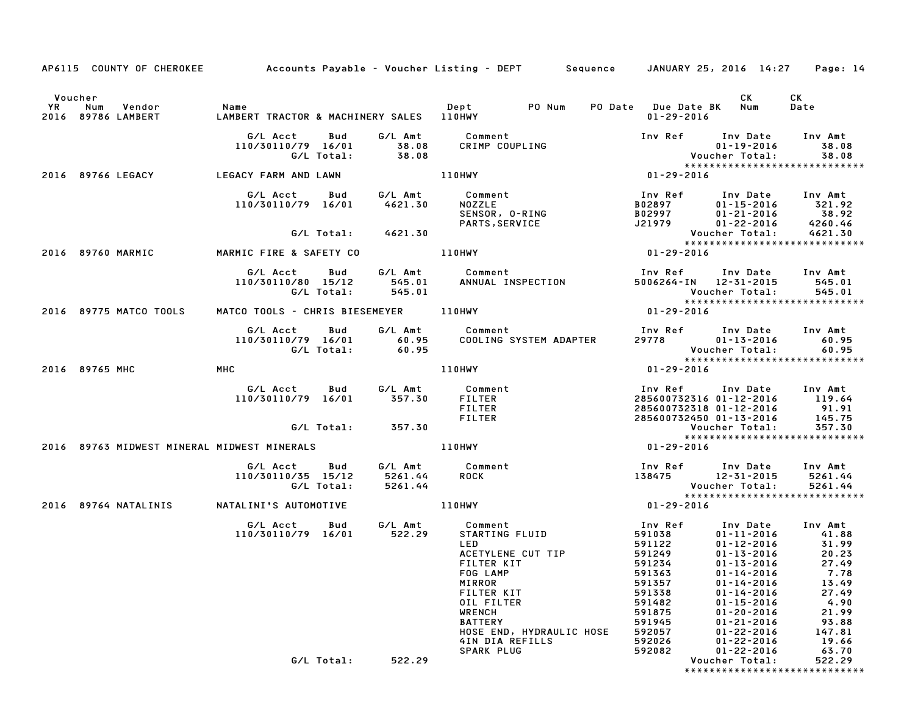AP6115 COUNTY OF CHEROKEE Accounts Payable - Voucher Listing - DEPT Sequence JANUARY 25, 2016 14:27

| Voucher YR | Num | Vendor | Name | Dept | PO Num | PO Date | Due Date BK | CK Num | CK Date |
|---|---|---|---|---|---|---|---|---|---|
| 2016 | 89786 | LAMBERT | LAMBERT TRACTOR & MACHINERY SALES | 110HWY | | | 01-29-2016 | | |

| G/L Acct | Bud | G/L Amt | Comment | Inv Ref | Inv Date | Inv Amt |
|---|---|---|---|---|---|---|
| 110/30110/79 | 16/01 | 38.08 | CRIMP COUPLING | | 01-19-2016 | 38.08 |
| | G/L Total: | 38.08 | | | Voucher Total: | 38.08 |

****************************

| Voucher YR | Num | Vendor | Name | Dept | Due Date BK |
|---|---|---|---|---|---|
| 2016 | 89766 | LEGACY | LEGACY FARM AND LAWN | 110HWY | 01-29-2016 |

| G/L Acct | Bud | G/L Amt | Comment | Inv Ref | Inv Date | Inv Amt |
|---|---|---|---|---|---|---|
| 110/30110/79 | 16/01 | 4621.30 | NOZZLE | B02897 | 01-15-2016 | 321.92 |
| | | | SENSOR, O-RING | B02997 | 01-21-2016 | 38.92 |
| | | | PARTS,SERVICE | J21979 | 01-22-2016 | 4260.46 |
| | G/L Total: | 4621.30 | | | Voucher Total: | 4621.30 |

****************************

| Voucher YR | Num | Vendor | Name | Dept | Due Date BK |
|---|---|---|---|---|---|
| 2016 | 89760 | MARMIC | MARMIC FIRE & SAFETY CO | 110HWY | 01-29-2016 |

| G/L Acct | Bud | G/L Amt | Comment | Inv Ref | Inv Date | Inv Amt |
|---|---|---|---|---|---|---|
| 110/30110/80 | 15/12 | 545.01 | ANNUAL INSPECTION | 5006264-IN | 12-31-2015 | 545.01 |
| | G/L Total: | 545.01 | | | Voucher Total: | 545.01 |

****************************

| Voucher YR | Num | Vendor | Name | Dept | Due Date BK |
|---|---|---|---|---|---|
| 2016 | 89775 | MATCO TOOLS | MATCO TOOLS - CHRIS BIESEMEYER | 110HWY | 01-29-2016 |

| G/L Acct | Bud | G/L Amt | Comment | Inv Ref | Inv Date | Inv Amt |
|---|---|---|---|---|---|---|
| 110/30110/79 | 16/01 | 60.95 | COOLING SYSTEM ADAPTER | 29778 | 01-13-2016 | 60.95 |
| | G/L Total: | 60.95 | | | Voucher Total: | 60.95 |

****************************

| Voucher YR | Num | Vendor | Name | Dept | Due Date BK |
|---|---|---|---|---|---|
| 2016 | 89765 | MHC | MHC | 110HWY | 01-29-2016 |

| G/L Acct | Bud | G/L Amt | Comment | Inv Ref | Inv Date | Inv Amt |
|---|---|---|---|---|---|---|
| 110/30110/79 | 16/01 | 357.30 | FILTER | 285600732316 | 01-12-2016 | 119.64 |
| | | | FILTER | 285600732318 | 01-12-2016 | 91.91 |
| | | | FILTER | 285600732450 | 01-13-2016 | 145.75 |
| | G/L Total: | 357.30 | | | Voucher Total: | 357.30 |

****************************

| Voucher YR | Num | Vendor | Name | Dept | Due Date BK |
|---|---|---|---|---|---|
| 2016 | 89763 | MIDWEST MINERAL | MIDWEST MINERALS | 110HWY | 01-29-2016 |

| G/L Acct | Bud | G/L Amt | Comment | Inv Ref | Inv Date | Inv Amt |
|---|---|---|---|---|---|---|
| 110/30110/35 | 15/12 | 5261.44 | ROCK | 138475 | 12-31-2015 | 5261.44 |
| | G/L Total: | 5261.44 | | | Voucher Total: | 5261.44 |

****************************

| Voucher YR | Num | Vendor | Name | Dept | Due Date BK |
|---|---|---|---|---|---|
| 2016 | 89764 | NATALINIS | NATALINI'S AUTOMOTIVE | 110HWY | 01-29-2016 |

| G/L Acct | Bud | G/L Amt | Comment | Inv Ref | Inv Date | Inv Amt |
|---|---|---|---|---|---|---|
| 110/30110/79 | 16/01 | 522.29 | STARTING FLUID | 591038 | 01-11-2016 | 41.88 |
| | | | LED | 591122 | 01-12-2016 | 31.99 |
| | | | ACETYLENE CUT TIP | 591249 | 01-13-2016 | 20.23 |
| | | | FILTER KIT | 591234 | 01-13-2016 | 27.49 |
| | | | FOG LAMP | 591363 | 01-14-2016 | 7.78 |
| | | | MIRROR | 591357 | 01-14-2016 | 13.49 |
| | | | FILTER KIT | 591338 | 01-14-2016 | 27.49 |
| | | | OIL FILTER | 591482 | 01-15-2016 | 4.90 |
| | | | WRENCH | 591875 | 01-20-2016 | 21.99 |
| | | | BATTERY | 591945 | 01-21-2016 | 93.88 |
| | | | HOSE END, HYDRAULIC HOSE | 592057 | 01-22-2016 | 147.81 |
| | | | 4IN DIA REFILLS | 592026 | 01-22-2016 | 19.66 |
| | | | SPARK PLUG | 592082 | 01-22-2016 | 63.70 |
| | G/L Total: | 522.29 | | | Voucher Total: | 522.29 |

****************************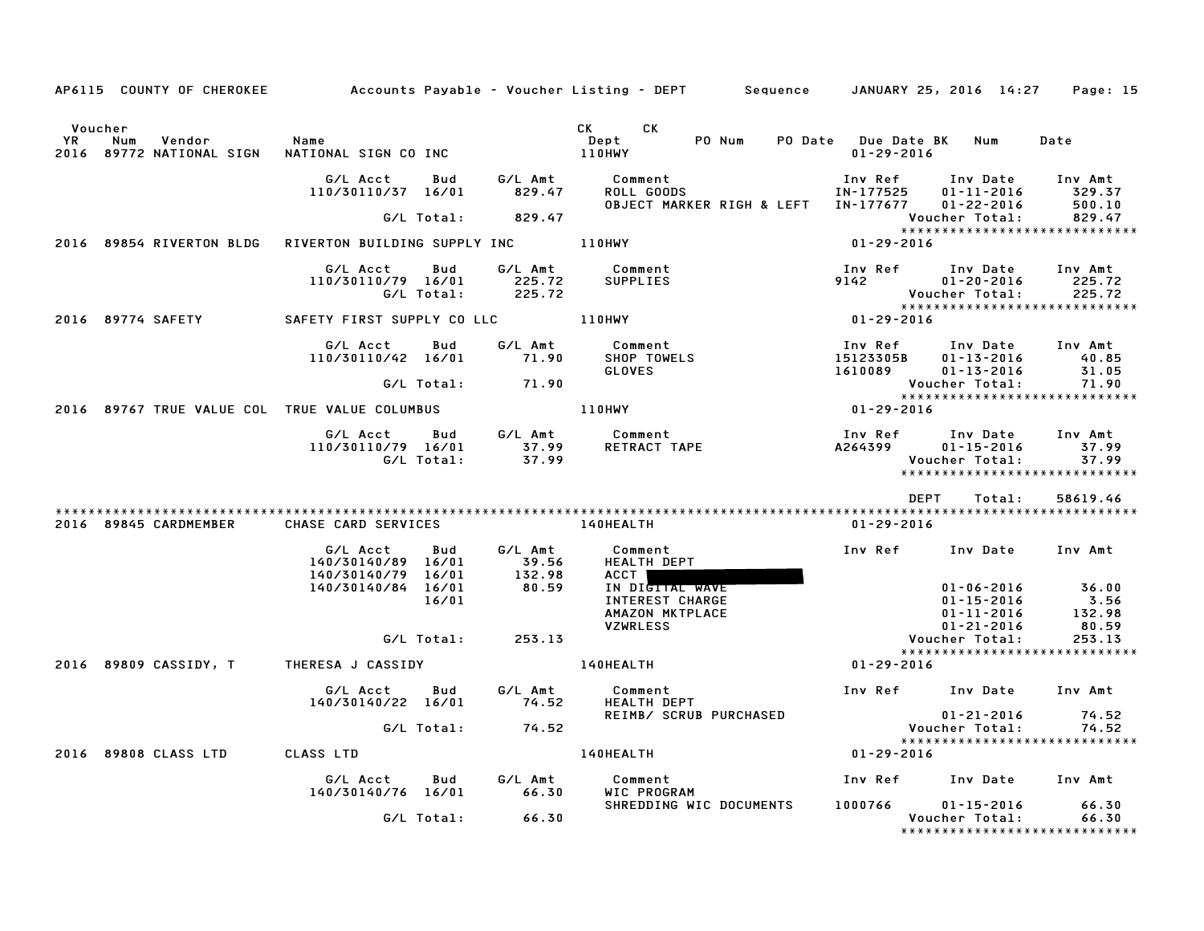AP6115 COUNTY OF CHEROKEE — Accounts Payable - Voucher Listing - DEPT — Sequence — JANUARY 25, 2016 14:27

| Voucher YR | Num | Vendor | Name | CK Dept | CK | PO Num | PO Date | Due Date | BK | Num | Date |
|---|---|---|---|---|---|---|---|---|---|---|---|
| 2016 | 89772 | NATIONAL SIGN | NATIONAL SIGN CO INC | 110HWY | | | | 01-29-2016 | | | |

| G/L Acct | Bud | G/L Amt | Comment | Inv Ref | Inv Date | Inv Amt |
|---|---|---|---|---|---|---|
| 110/30110/37 | 16/01 | 829.47 | ROLL GOODS | IN-177525 | 01-11-2016 | 329.37 |
| | | | OBJECT MARKER RIGH & LEFT | IN-177677 | 01-22-2016 | 500.10 |
| | G/L Total: | 829.47 | | | Voucher Total: | 829.47 |

2016 89854 RIVERTON BLDG — RIVERTON BUILDING SUPPLY INC — 110HWY — 01-29-2016

| G/L Acct | Bud | G/L Amt | Comment | Inv Ref | Inv Date | Inv Amt |
|---|---|---|---|---|---|---|
| 110/30110/79 | 16/01 | 225.72 | SUPPLIES | 9142 | 01-20-2016 | 225.72 |
| | G/L Total: | 225.72 | | | Voucher Total: | 225.72 |

2016 89774 SAFETY — SAFETY FIRST SUPPLY CO LLC — 110HWY — 01-29-2016

| G/L Acct | Bud | G/L Amt | Comment | Inv Ref | Inv Date | Inv Amt |
|---|---|---|---|---|---|---|
| 110/30110/42 | 16/01 | 71.90 | SHOP TOWELS | 15123305B | 01-13-2016 | 40.85 |
| | | | GLOVES | 1610089 | 01-13-2016 | 31.05 |
| | G/L Total: | 71.90 | | | Voucher Total: | 71.90 |

2016 89767 TRUE VALUE COL — TRUE VALUE COLUMBUS — 110HWY — 01-29-2016

| G/L Acct | Bud | G/L Amt | Comment | Inv Ref | Inv Date | Inv Amt |
|---|---|---|---|---|---|---|
| 110/30110/79 | 16/01 | 37.99 | RETRACT TAPE | A264399 | 01-15-2016 | 37.99 |
| | G/L Total: | 37.99 | | | Voucher Total: | 37.99 |

DEPT Total: 58619.46

2016 89845 CARDMEMBER — CHASE CARD SERVICES — 140HEALTH — 01-29-2016

| G/L Acct | Bud | G/L Amt | Comment | Inv Ref | Inv Date | Inv Amt |
|---|---|---|---|---|---|---|
| 140/30140/89 | 16/01 | 39.56 | HEALTH DEPT | | | |
| 140/30140/79 | 16/01 | 132.98 | ACCT [REDACTED] | | | |
| 140/30140/84 | 16/01 | 80.59 | IN DIGITAL WAVE | | 01-06-2016 | 36.00 |
| | 16/01 | | INTEREST CHARGE | | 01-15-2016 | 3.56 |
| | | | AMAZON MKTPLACE | | 01-11-2016 | 132.98 |
| | | | VZWRLESS | | 01-21-2016 | 80.59 |
| | G/L Total: | 253.13 | | | Voucher Total: | 253.13 |

2016 89809 CASSIDY, T — THERESA J CASSIDY — 140HEALTH — 01-29-2016

| G/L Acct | Bud | G/L Amt | Comment | Inv Ref | Inv Date | Inv Amt |
|---|---|---|---|---|---|---|
| 140/30140/22 | 16/01 | 74.52 | HEALTH DEPT | | | |
| | | | REIMB/ SCRUB PURCHASED | | 01-21-2016 | 74.52 |
| | G/L Total: | 74.52 | | | Voucher Total: | 74.52 |

2016 89808 CLASS LTD — CLASS LTD — 140HEALTH — 01-29-2016

| G/L Acct | Bud | G/L Amt | Comment | Inv Ref | Inv Date | Inv Amt |
|---|---|---|---|---|---|---|
| 140/30140/76 | 16/01 | 66.30 | WIC PROGRAM | | | |
| | | | SHREDDING WIC DOCUMENTS | 1000766 | 01-15-2016 | 66.30 |
| | G/L Total: | 66.30 | | | Voucher Total: | 66.30 |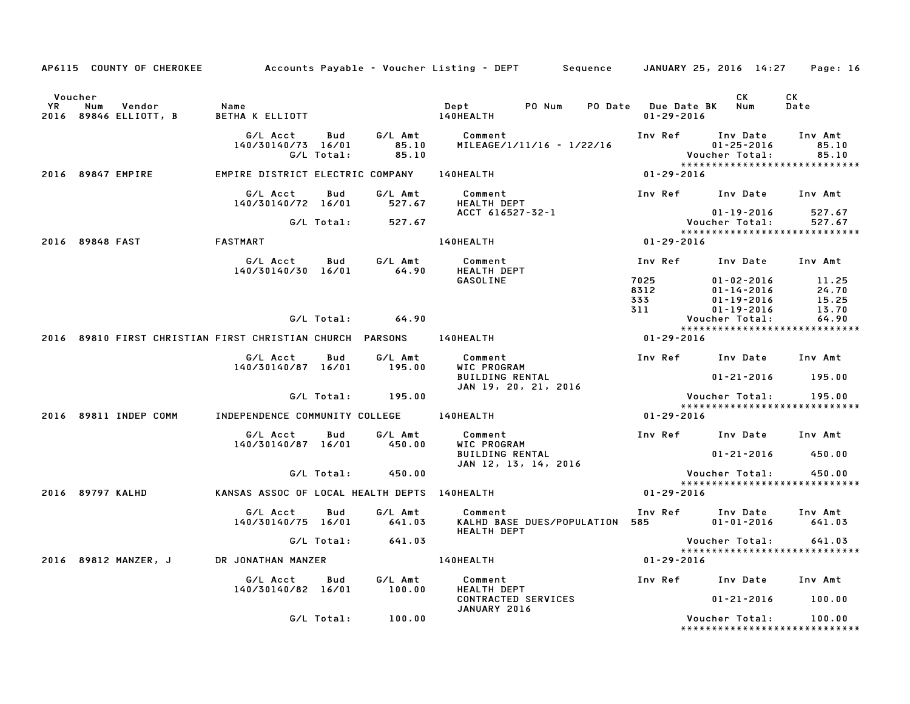AP6115 COUNTY OF CHEROKEE — Accounts Payable - Voucher Listing - DEPT — Sequence — JANUARY 25, 2016 14:27

| Voucher YR | Num | Vendor | Name | Dept | PO Num | PO Date | Due Date BK | CK Num | CK Date |
|---|---|---|---|---|---|---|---|---|---|
| 2016 | 89846 | ELLIOTT, B | BETHA K ELLIOTT | 140HEALTH | | | 01-29-2016 | | |

| G/L Acct | Bud | G/L Amt | Comment | Inv Ref | Inv Date | Inv Amt |
|---|---|---|---|---|---|---|
| 140/30140/73 | 16/01 | 85.10 | MILEAGE/1/11/16 - 1/22/16 | | 01-25-2016 | 85.10 |
| | G/L Total: | 85.10 | | | Voucher Total: | 85.10 |

*****************************

| Voucher YR | Num | Vendor | Name | Dept | PO Num | PO Date | Due Date BK | CK Num | CK Date |
|---|---|---|---|---|---|---|---|---|---|
| 2016 | 89847 | EMPIRE | EMPIRE DISTRICT ELECTRIC COMPANY | 140HEALTH | | | 01-29-2016 | | |

| G/L Acct | Bud | G/L Amt | Comment | Inv Ref | Inv Date | Inv Amt |
|---|---|---|---|---|---|---|
| 140/30140/72 | 16/01 | 527.67 | HEALTH DEPT ACCT 616527-32-1 | | 01-19-2016 | 527.67 |
| | G/L Total: | 527.67 | | | Voucher Total: | 527.67 |

*****************************

| Voucher YR | Num | Vendor | Name | Dept | PO Num | PO Date | Due Date BK | CK Num | CK Date |
|---|---|---|---|---|---|---|---|---|---|
| 2016 | 89848 | FAST | FASTMART | 140HEALTH | | | 01-29-2016 | | |

| G/L Acct | Bud | G/L Amt | Comment | Inv Ref | Inv Date | Inv Amt |
|---|---|---|---|---|---|---|
| 140/30140/30 | 16/01 | 64.90 | HEALTH DEPT GASOLINE | 7025 | 01-02-2016 | 11.25 |
| | | | | 8312 | 01-14-2016 | 24.70 |
| | | | | 333 | 01-19-2016 | 15.25 |
| | | | | 311 | 01-19-2016 | 13.70 |
| | G/L Total: | 64.90 | | | Voucher Total: | 64.90 |

*****************************

| Voucher YR | Num | Vendor | Name | Dept | PO Num | PO Date | Due Date BK | CK Num | CK Date |
|---|---|---|---|---|---|---|---|---|---|
| 2016 | 89810 | FIRST CHRISTIAN | FIRST CHRISTIAN CHURCH PARSONS | 140HEALTH | | | 01-29-2016 | | |

| G/L Acct | Bud | G/L Amt | Comment | Inv Ref | Inv Date | Inv Amt |
|---|---|---|---|---|---|---|
| 140/30140/87 | 16/01 | 195.00 | WIC PROGRAM BUILDING RENTAL JAN 19, 20, 21, 2016 | | 01-21-2016 | 195.00 |
| | G/L Total: | 195.00 | | | Voucher Total: | 195.00 |

*****************************

| Voucher YR | Num | Vendor | Name | Dept | PO Num | PO Date | Due Date BK | CK Num | CK Date |
|---|---|---|---|---|---|---|---|---|---|
| 2016 | 89811 | INDEP COMM | INDEPENDENCE COMMUNITY COLLEGE | 140HEALTH | | | 01-29-2016 | | |

| G/L Acct | Bud | G/L Amt | Comment | Inv Ref | Inv Date | Inv Amt |
|---|---|---|---|---|---|---|
| 140/30140/87 | 16/01 | 450.00 | WIC PROGRAM BUILDING RENTAL JAN 12, 13, 14, 2016 | | 01-21-2016 | 450.00 |
| | G/L Total: | 450.00 | | | Voucher Total: | 450.00 |

*****************************

| Voucher YR | Num | Vendor | Name | Dept | PO Num | PO Date | Due Date BK | CK Num | CK Date |
|---|---|---|---|---|---|---|---|---|---|
| 2016 | 89797 | KALHD | KANSAS ASSOC OF LOCAL HEALTH DEPTS | 140HEALTH | | | 01-29-2016 | | |

| G/L Acct | Bud | G/L Amt | Comment | Inv Ref | Inv Date | Inv Amt |
|---|---|---|---|---|---|---|
| 140/30140/75 | 16/01 | 641.03 | KALHD BASE DUES/POPULATION HEALTH DEPT | 585 | 01-01-2016 | 641.03 |
| | G/L Total: | 641.03 | | | Voucher Total: | 641.03 |

*****************************

| Voucher YR | Num | Vendor | Name | Dept | PO Num | PO Date | Due Date BK | CK Num | CK Date |
|---|---|---|---|---|---|---|---|---|---|
| 2016 | 89812 | MANZER, J | DR JONATHAN MANZER | 140HEALTH | | | 01-29-2016 | | |

| G/L Acct | Bud | G/L Amt | Comment | Inv Ref | Inv Date | Inv Amt |
|---|---|---|---|---|---|---|
| 140/30140/82 | 16/01 | 100.00 | HEALTH DEPT CONTRACTED SERVICES JANUARY 2016 | | 01-21-2016 | 100.00 |
| | G/L Total: | 100.00 | | | Voucher Total: | 100.00 |

*****************************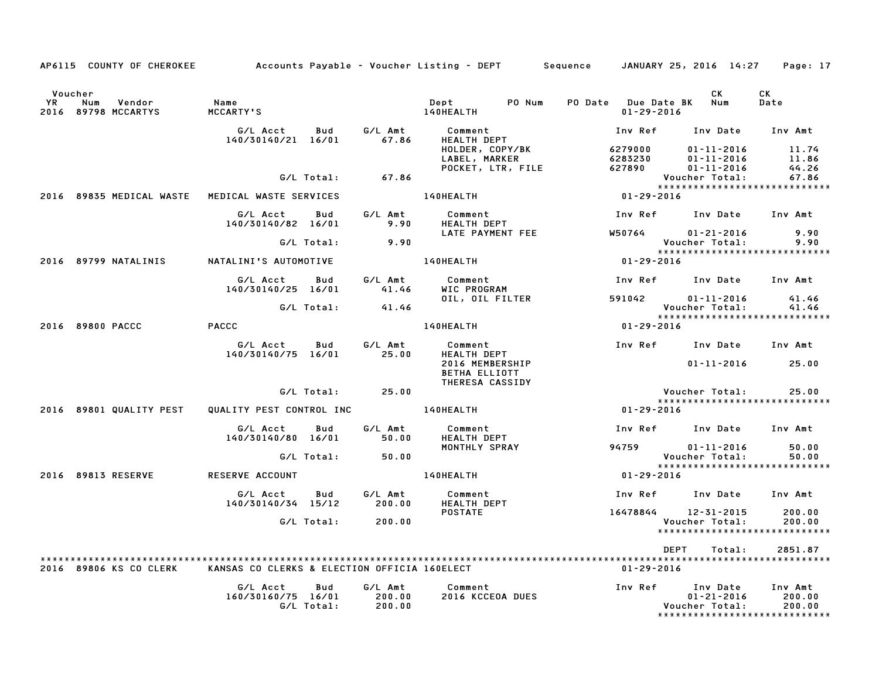AP6115 COUNTY OF CHEROKEE Accounts Payable - Voucher Listing - DEPT Sequence JANUARY 25, 2016 14:27

| Voucher YR | Num | Vendor | Name | Dept | PO Num | PO Date | Due Date BK | CK Num | CK Date |
|---|---|---|---|---|---|---|---|---|---|
| 2016 | 89798 | MCCARTYS | MCCARTY'S | 140HEALTH | | | 01-29-2016 | | |

| G/L Acct | Bud | G/L Amt | Comment | Inv Ref | Inv Date | Inv Amt |
|---|---|---|---|---|---|---|
| 140/30140/21 | 16/01 | 67.86 | HEALTH DEPT | | | |
| | | | HOLDER, COPY/BK | 6279000 | 01-11-2016 | 11.74 |
| | | | LABEL, MARKER | 6283230 | 01-11-2016 | 11.86 |
| | | | POCKET, LTR, FILE | 627890 | 01-11-2016 | 44.26 |
| | G/L Total: | 67.86 | | | Voucher Total: | 67.86 |

*****************************

| Voucher YR | Num | Vendor | Name | Dept | Due Date |
|---|---|---|---|---|---|
| 2016 | 89835 | MEDICAL WASTE | MEDICAL WASTE SERVICES | 140HEALTH | 01-29-2016 |

| G/L Acct | Bud | G/L Amt | Comment | Inv Ref | Inv Date | Inv Amt |
|---|---|---|---|---|---|---|
| 140/30140/82 | 16/01 | 9.90 | HEALTH DEPT | | | |
| | | | LATE PAYMENT FEE | W50764 | 01-21-2016 | 9.90 |
| | G/L Total: | 9.90 | | | Voucher Total: | 9.90 |

*****************************

| Voucher YR | Num | Vendor | Name | Dept | Due Date |
|---|---|---|---|---|---|
| 2016 | 89799 | NATALINIS | NATALINI'S AUTOMOTIVE | 140HEALTH | 01-29-2016 |

| G/L Acct | Bud | G/L Amt | Comment | Inv Ref | Inv Date | Inv Amt |
|---|---|---|---|---|---|---|
| 140/30140/25 | 16/01 | 41.46 | WIC PROGRAM | | | |
| | | | OIL, OIL FILTER | 591042 | 01-11-2016 | 41.46 |
| | G/L Total: | 41.46 | | | Voucher Total: | 41.46 |

*****************************

| Voucher YR | Num | Vendor | Name | Dept | Due Date |
|---|---|---|---|---|---|
| 2016 | 89800 | PACCC | PACCC | 140HEALTH | 01-29-2016 |

| G/L Acct | Bud | G/L Amt | Comment | Inv Ref | Inv Date | Inv Amt |
|---|---|---|---|---|---|---|
| 140/30140/75 | 16/01 | 25.00 | HEALTH DEPT | | | |
| | | | 2016 MEMBERSHIP | | 01-11-2016 | 25.00 |
| | | | BETHA ELLIOTT | | | |
| | | | THERESA CASSIDY | | | |
| | G/L Total: | 25.00 | | | Voucher Total: | 25.00 |

*****************************

| Voucher YR | Num | Vendor | Name | Dept | Due Date |
|---|---|---|---|---|---|
| 2016 | 89801 | QUALITY PEST | QUALITY PEST CONTROL INC | 140HEALTH | 01-29-2016 |

| G/L Acct | Bud | G/L Amt | Comment | Inv Ref | Inv Date | Inv Amt |
|---|---|---|---|---|---|---|
| 140/30140/80 | 16/01 | 50.00 | HEALTH DEPT | | | |
| | | | MONTHLY SPRAY | 94759 | 01-11-2016 | 50.00 |
| | G/L Total: | 50.00 | | | Voucher Total: | 50.00 |

*****************************

| Voucher YR | Num | Vendor | Name | Dept | Due Date |
|---|---|---|---|---|---|
| 2016 | 89813 | RESERVE | RESERVE ACCOUNT | 140HEALTH | 01-29-2016 |

| G/L Acct | Bud | G/L Amt | Comment | Inv Ref | Inv Date | Inv Amt |
|---|---|---|---|---|---|---|
| 140/30140/34 | 15/12 | 200.00 | HEALTH DEPT | | | |
| | | | POSTATE | 16478844 | 12-31-2015 | 200.00 |
| | G/L Total: | 200.00 | | | Voucher Total: | 200.00 |

*****************************

DEPT Total: 2851.87

*****************************

| Voucher YR | Num | Vendor | Name | Dept | Due Date |
|---|---|---|---|---|---|
| 2016 | 89806 | KS CO CLERK | KANSAS CO CLERKS & ELECTION OFFICIA | 160ELECT | 01-29-2016 |

| G/L Acct | Bud | G/L Amt | Comment | Inv Ref | Inv Date | Inv Amt |
|---|---|---|---|---|---|---|
| 160/30160/75 | 16/01 | 200.00 | 2016 KCCEOA DUES | | 01-21-2016 | 200.00 |
| | G/L Total: | 200.00 | | | Voucher Total: | 200.00 |

*****************************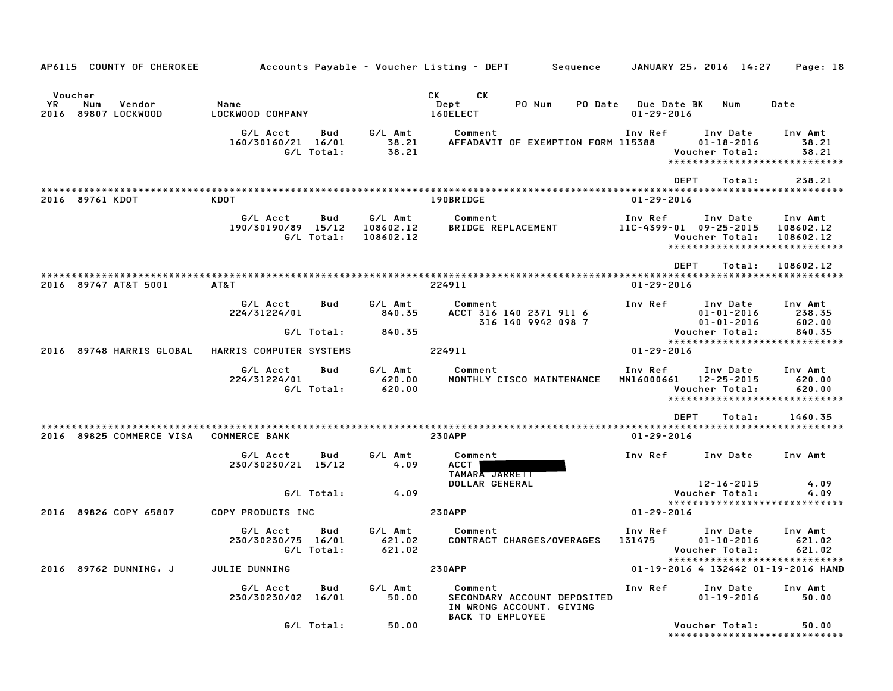AP6115 COUNTY OF CHEROKEE Accounts Payable - Voucher Listing - DEPT Sequence JANUARY 25, 2016 14:27

| Voucher YR | Num | Vendor | Name | CK Dept | CK | PO Num | PO Date | Due Date BK | Num | Date |
|---|---|---|---|---|---|---|---|---|---|---|
| 2016 | 89807 | LOCKWOOD | LOCKWOOD COMPANY | 160ELECT | | | | 01-29-2016 | | |

| G/L Acct | Bud | G/L Amt | Comment | Inv Ref | Inv Date | Inv Amt |
|---|---|---|---|---|---|---|
| 160/30160/21 | 16/01 | 38.21 | AFFADAVIT OF EXEMPTION FORM | 115388 | 01-18-2016 | 38.21 |
| | G/L Total: | 38.21 | | | Voucher Total: | 38.21 |

DEPT Total: 238.21

2016 89761 KDOT — KDOT — 190BRIDGE — 01-29-2016

| G/L Acct | Bud | G/L Amt | Comment | Inv Ref | Inv Date | Inv Amt |
|---|---|---|---|---|---|---|
| 190/30190/89 | 15/12 | 108602.12 | BRIDGE REPLACEMENT | 11C-4399-01 | 09-25-2015 | 108602.12 |
| | G/L Total: | 108602.12 | | | Voucher Total: | 108602.12 |

DEPT Total: 108602.12

2016 89747 AT&T 5001 — AT&T — 224911 — 01-29-2016

| G/L Acct | Bud | G/L Amt | Comment | Inv Ref | Inv Date | Inv Amt |
|---|---|---|---|---|---|---|
| 224/31224/01 | | 840.35 | ACCT 316 140 2371 911 6 | | 01-01-2016 | 238.35 |
| | | | 316 140 9942 098 7 | | 01-01-2016 | 602.00 |
| | G/L Total: | 840.35 | | | Voucher Total: | 840.35 |

2016 89748 HARRIS GLOBAL — HARRIS COMPUTER SYSTEMS — 224911 — 01-29-2016

| G/L Acct | Bud | G/L Amt | Comment | Inv Ref | Inv Date | Inv Amt |
|---|---|---|---|---|---|---|
| 224/31224/01 | | 620.00 | MONTHLY CISCO MAINTENANCE | MN16000661 | 12-25-2015 | 620.00 |
| | G/L Total: | 620.00 | | | Voucher Total: | 620.00 |

DEPT Total: 1460.35

2016 89825 COMMERCE VISA — COMMERCE BANK — 230APP — 01-29-2016

| G/L Acct | Bud | G/L Amt | Comment | Inv Ref | Inv Date | Inv Amt |
|---|---|---|---|---|---|---|
| 230/30230/21 | 15/12 | 4.09 | ACCT [REDACTED] TAMARA JARRETT DOLLAR GENERAL | | 12-16-2015 | 4.09 |
| | G/L Total: | 4.09 | | | Voucher Total: | 4.09 |

2016 89826 COPY 65807 — COPY PRODUCTS INC — 230APP — 01-29-2016

| G/L Acct | Bud | G/L Amt | Comment | Inv Ref | Inv Date | Inv Amt |
|---|---|---|---|---|---|---|
| 230/30230/75 | 16/01 | 621.02 | CONTRACT CHARGES/OVERAGES | 131475 | 01-10-2016 | 621.02 |
| | G/L Total: | 621.02 | | | Voucher Total: | 621.02 |

2016 89762 DUNNING, J — JULIE DUNNING — 230APP — 01-19-2016 4 132442 01-19-2016 HAND

| G/L Acct | Bud | G/L Amt | Comment | Inv Ref | Inv Date | Inv Amt |
|---|---|---|---|---|---|---|
| 230/30230/02 | 16/01 | 50.00 | SECONDARY ACCOUNT DEPOSITED IN WRONG ACCOUNT. GIVING BACK TO EMPLOYEE | | 01-19-2016 | 50.00 |
| | G/L Total: | 50.00 | | | Voucher Total: | 50.00 |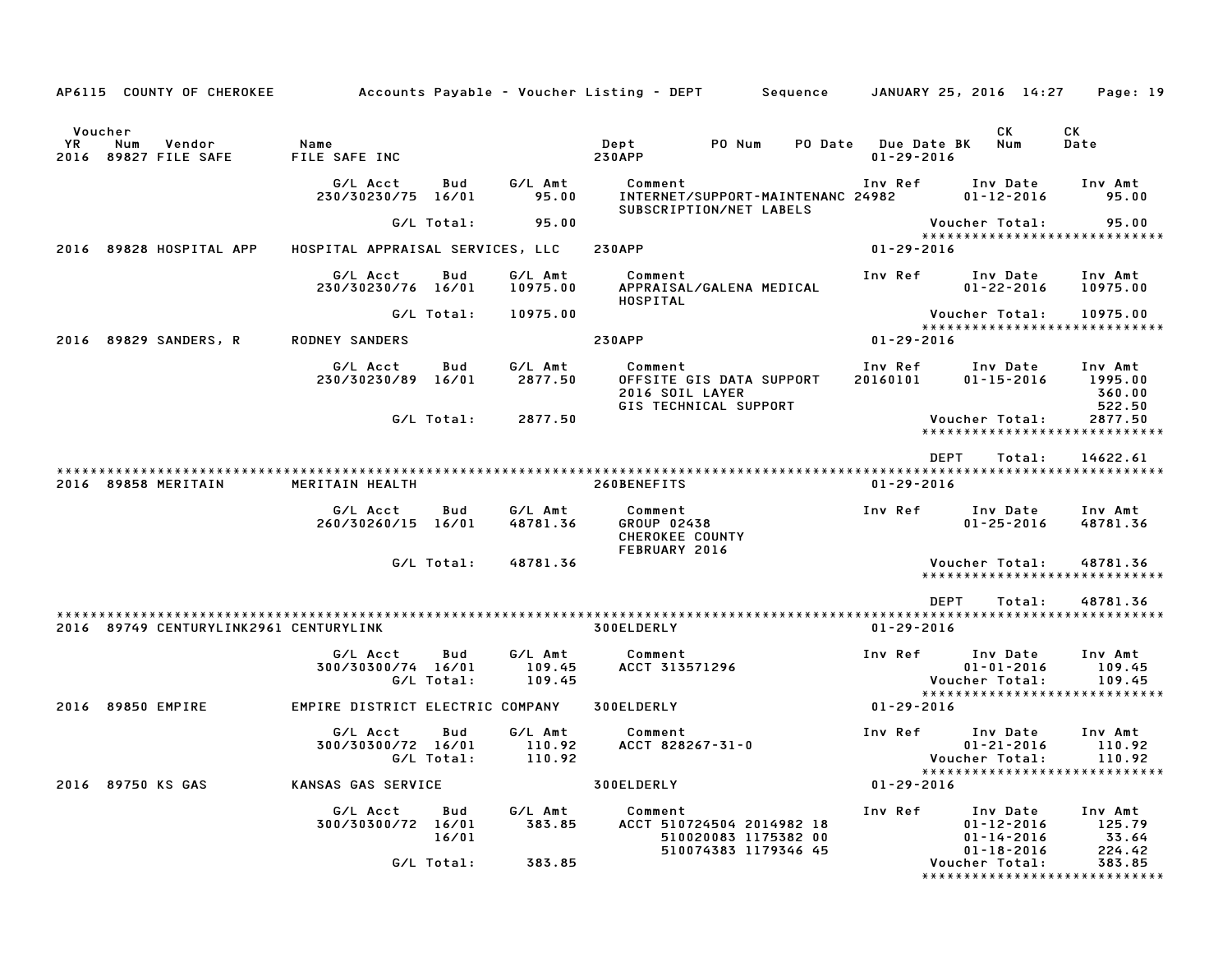AP6115 COUNTY OF CHEROKEE — Accounts Payable - Voucher Listing - DEPT — Sequence — JANUARY 25, 2016 14:27

| Voucher YR | Num | Vendor | Name | Dept | PO Num | PO Date | Due Date BK | CK Num | CK Date |
|---|---|---|---|---|---|---|---|---|---|
| 2016 | 89827 | FILE SAFE | FILE SAFE INC | 230APP | | | 01-29-2016 | | |

| G/L Acct | Bud | G/L Amt | Comment | Inv Ref | Inv Date | Inv Amt |
|---|---|---|---|---|---|---|
| 230/30230/75 | 16/01 | 95.00 | INTERNET/SUPPORT-MAINTENANC SUBSCRIPTION/NET LABELS | 24982 | 01-12-2016 | 95.00 |
| | G/L Total: | 95.00 | | | Voucher Total: | 95.00 |

| Voucher YR | Num | Vendor | Name | Dept | Due Date BK |
|---|---|---|---|---|---|
| 2016 | 89828 | HOSPITAL APP | HOSPITAL APPRAISAL SERVICES, LLC | 230APP | 01-29-2016 |

| G/L Acct | Bud | G/L Amt | Comment | Inv Ref | Inv Date | Inv Amt |
|---|---|---|---|---|---|---|
| 230/30230/76 | 16/01 | 10975.00 | APPRAISAL/GALENA MEDICAL HOSPITAL | | 01-22-2016 | 10975.00 |
| | G/L Total: | 10975.00 | | | Voucher Total: | 10975.00 |

| Voucher YR | Num | Vendor | Name | Dept | Due Date BK |
|---|---|---|---|---|---|
| 2016 | 89829 | SANDERS, R | RODNEY SANDERS | 230APP | 01-29-2016 |

| G/L Acct | Bud | G/L Amt | Comment | Inv Ref | Inv Date | Inv Amt |
|---|---|---|---|---|---|---|
| 230/30230/89 | 16/01 | 2877.50 | OFFSITE GIS DATA SUPPORT | 20160101 | 01-15-2016 | 1995.00 |
| | | | 2016 SOIL LAYER | | | 360.00 |
| | | | GIS TECHNICAL SUPPORT | | | 522.50 |
| | G/L Total: | 2877.50 | | | Voucher Total: | 2877.50 |

DEPT Total: 14622.61

| Voucher YR | Num | Vendor | Name | Dept | Due Date BK |
|---|---|---|---|---|---|
| 2016 | 89858 | MERITAIN | MERITAIN HEALTH | 260BENEFITS | 01-29-2016 |

| G/L Acct | Bud | G/L Amt | Comment | Inv Ref | Inv Date | Inv Amt |
|---|---|---|---|---|---|---|
| 260/30260/15 | 16/01 | 48781.36 | GROUP 02438 CHEROKEE COUNTY FEBRUARY 2016 | | 01-25-2016 | 48781.36 |
| | G/L Total: | 48781.36 | | | Voucher Total: | 48781.36 |

DEPT Total: 48781.36

| Voucher YR | Num | Vendor | Name | Dept | Due Date BK |
|---|---|---|---|---|---|
| 2016 | 89749 | CENTURYLINK2961 | CENTURYLINK | 300ELDERLY | 01-29-2016 |

| G/L Acct | Bud | G/L Amt | Comment | Inv Ref | Inv Date | Inv Amt |
|---|---|---|---|---|---|---|
| 300/30300/74 | 16/01 | 109.45 | ACCT 313571296 | | 01-01-2016 | 109.45 |
| | G/L Total: | 109.45 | | | Voucher Total: | 109.45 |

| Voucher YR | Num | Vendor | Name | Dept | Due Date BK |
|---|---|---|---|---|---|
| 2016 | 89850 | EMPIRE | EMPIRE DISTRICT ELECTRIC COMPANY | 300ELDERLY | 01-29-2016 |

| G/L Acct | Bud | G/L Amt | Comment | Inv Ref | Inv Date | Inv Amt |
|---|---|---|---|---|---|---|
| 300/30300/72 | 16/01 | 110.92 | ACCT 828267-31-0 | | 01-21-2016 | 110.92 |
| | G/L Total: | 110.92 | | | Voucher Total: | 110.92 |

| Voucher YR | Num | Vendor | Name | Dept | Due Date BK |
|---|---|---|---|---|---|
| 2016 | 89750 | KS GAS | KANSAS GAS SERVICE | 300ELDERLY | 01-29-2016 |

| G/L Acct | Bud | G/L Amt | Comment | Inv Ref | Inv Date | Inv Amt |
|---|---|---|---|---|---|---|
| 300/30300/72 | 16/01 | 383.85 | ACCT 510724504 2014982 18 | | 01-12-2016 | 125.79 |
| | 16/01 | | 510020083 1175382 00 | | 01-14-2016 | 33.64 |
| | | | 510074383 1179346 45 | | 01-18-2016 | 224.42 |
| | G/L Total: | 383.85 | | | Voucher Total: | 383.85 |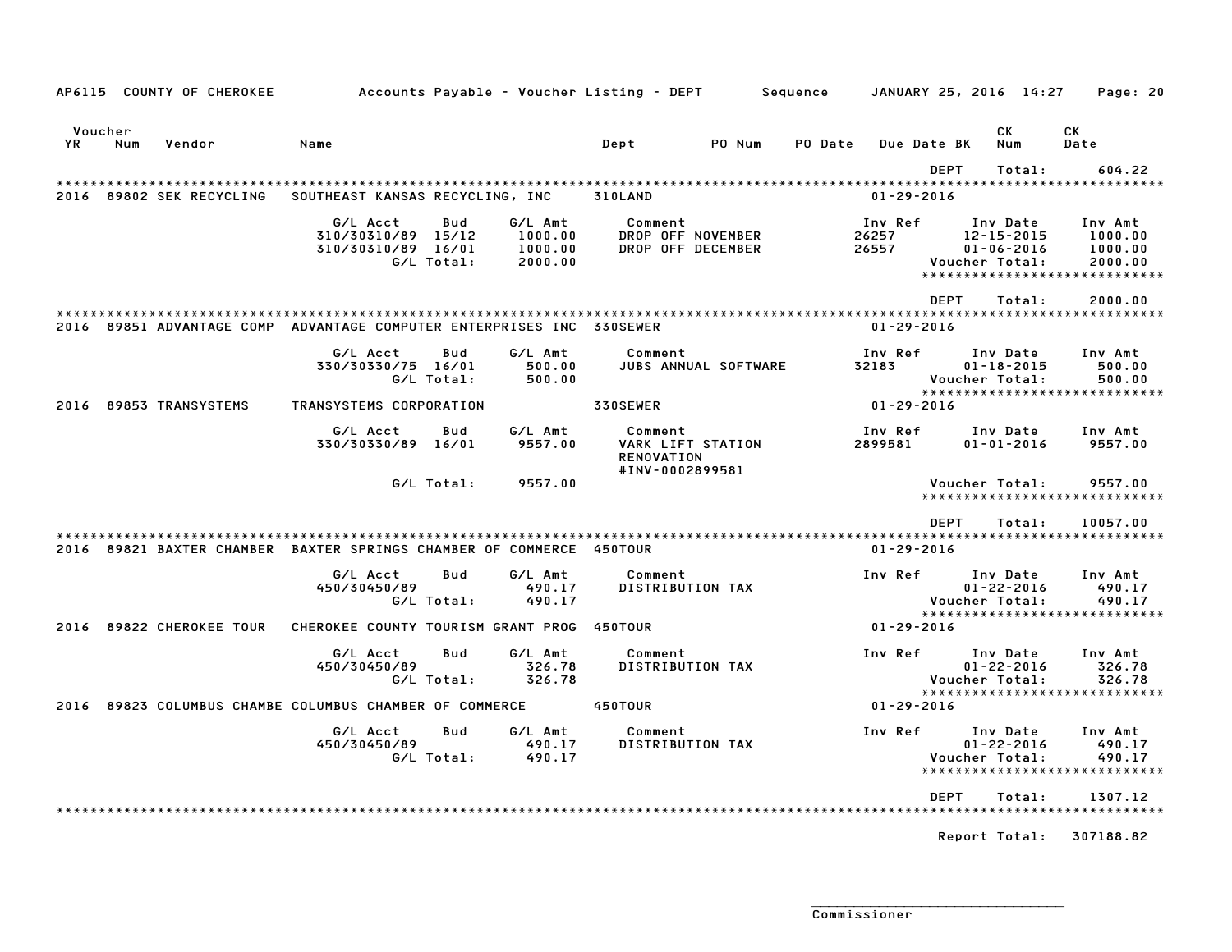AP6115 COUNTY OF CHEROKEE — Accounts Payable - Voucher Listing - DEPT — Sequence — JANUARY 25, 2016 14:27

| Voucher YR | Num | Vendor | Name | Dept | PO Num | PO Date | Due Date BK | CK Num | CK Date |
|---|---|---|---|---|---|---|---|---|---|

DEPT Total: 604.22

**2016 89802 SEK RECYCLING** — SOUTHEAST KANSAS RECYCLING, INC — 310LAND — 01-29-2016

| G/L Acct | Bud | G/L Amt | Comment | Inv Ref | Inv Date | Inv Amt |
|---|---|---|---|---|---|---|
| 310/30310/89 | 15/12 | 1000.00 | DROP OFF NOVEMBER | 26257 | 12-15-2015 | 1000.00 |
| 310/30310/89 | 16/01 | 1000.00 | DROP OFF DECEMBER | 26557 | 01-06-2016 | 1000.00 |
| | G/L Total: | 2000.00 | | | Voucher Total: | 2000.00 |

DEPT Total: 2000.00

**2016 89851 ADVANTAGE COMP** — ADVANTAGE COMPUTER ENTERPRISES INC — 330SEWER — 01-29-2016

| G/L Acct | Bud | G/L Amt | Comment | Inv Ref | Inv Date | Inv Amt |
|---|---|---|---|---|---|---|
| 330/30330/75 | 16/01 | 500.00 | JUBS ANNUAL SOFTWARE | 32183 | 01-18-2015 | 500.00 |
| | G/L Total: | 500.00 | | | Voucher Total: | 500.00 |

**2016 89853 TRANSYSTEMS** — TRANSYSTEMS CORPORATION — 330SEWER — 01-29-2016

| G/L Acct | Bud | G/L Amt | Comment | Inv Ref | Inv Date | Inv Amt |
|---|---|---|---|---|---|---|
| 330/30330/89 | 16/01 | 9557.00 | VARK LIFT STATION RENOVATION #INV-0002899581 | 2899581 | 01-01-2016 | 9557.00 |
| | G/L Total: | 9557.00 | | | Voucher Total: | 9557.00 |

DEPT Total: 10057.00

**2016 89821 BAXTER CHAMBER** — BAXTER SPRINGS CHAMBER OF COMMERCE — 450TOUR — 01-29-2016

| G/L Acct | Bud | G/L Amt | Comment | Inv Ref | Inv Date | Inv Amt |
|---|---|---|---|---|---|---|
| 450/30450/89 | | 490.17 | DISTRIBUTION TAX | | 01-22-2016 | 490.17 |
| | G/L Total: | 490.17 | | | Voucher Total: | 490.17 |

**2016 89822 CHEROKEE TOUR** — CHEROKEE COUNTY TOURISM GRANT PROG — 450TOUR — 01-29-2016

| G/L Acct | Bud | G/L Amt | Comment | Inv Ref | Inv Date | Inv Amt |
|---|---|---|---|---|---|---|
| 450/30450/89 | | 326.78 | DISTRIBUTION TAX | | 01-22-2016 | 326.78 |
| | G/L Total: | 326.78 | | | Voucher Total: | 326.78 |

**2016 89823 COLUMBUS CHAMBE** — COLUMBUS CHAMBER OF COMMERCE — 450TOUR — 01-29-2016

| G/L Acct | Bud | G/L Amt | Comment | Inv Ref | Inv Date | Inv Amt |
|---|---|---|---|---|---|---|
| 450/30450/89 | | 490.17 | DISTRIBUTION TAX | | 01-22-2016 | 490.17 |
| | G/L Total: | 490.17 | | | Voucher Total: | 490.17 |

DEPT Total: 1307.12

Report Total: 307188.82

\_\_\_\_\_\_\_\_\_\_\_\_\_\_\_\_\_\_\_\_\_\_\_\_\_\_\_\_\_\_

Commissioner